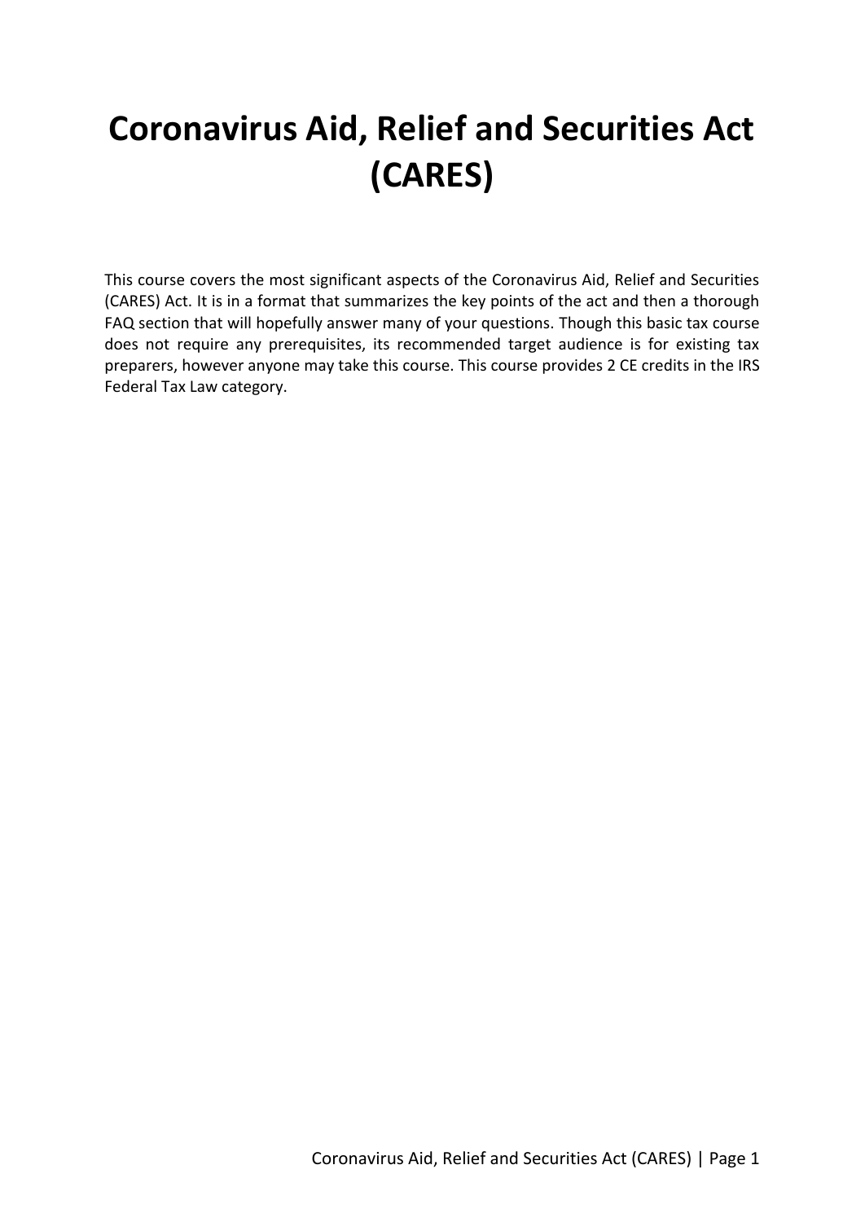# Coronavirus Aid, Relief and Securities Act (CARES)

This course covers the most significant aspects of the Coronavirus Aid, Relief and Securities (CARES) Act. It is in a format that summarizes the key points of the act and then a thorough FAQ section that will hopefully answer many of your questions. Though this basic tax course does not require any prerequisites, its recommended target audience is for existing tax preparers, however anyone may take this course. This course provides 2 CE credits in the IRS Federal Tax Law category.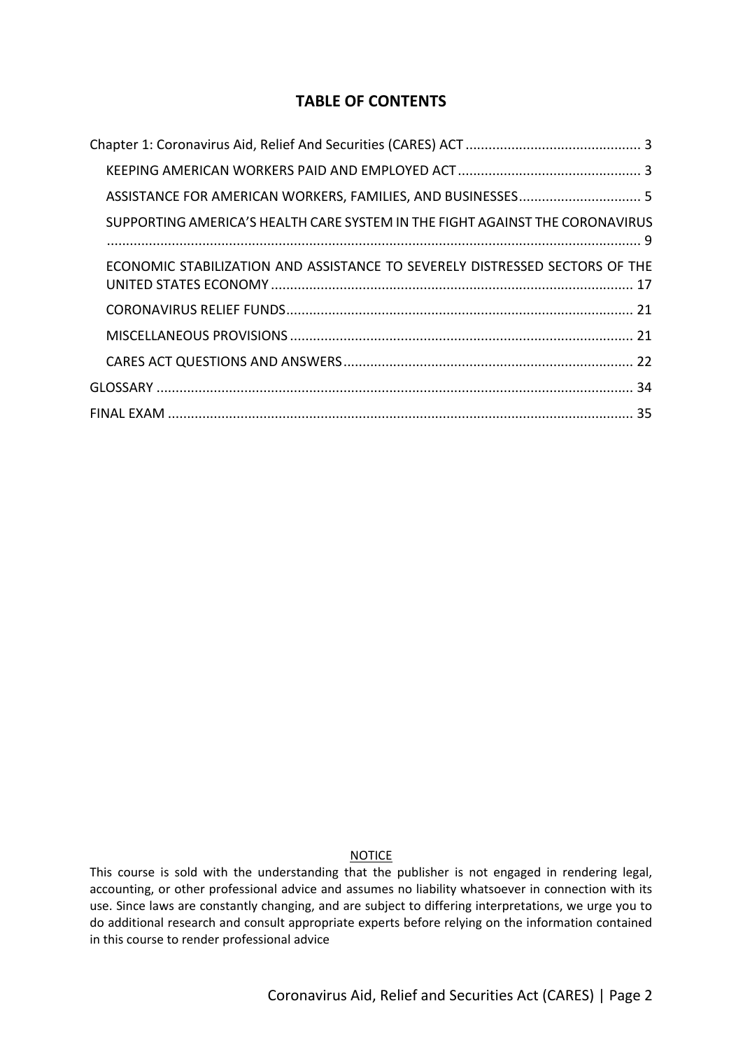# TABLE OF CONTENTS

Chapter 1: Coronavirus Aid, Relief And Securities (CARES) ACT ............................................. 3

- KEEPING AMERICAN WORKERS PAID AND EMPLOYED ACT ................................................ 3
- ASSISTANCE FOR AMERICAN WORKERS, FAMILIES, AND BUSINESSES................................ 5
- SUPPORTING AMERICA'S HEALTH CARE SYSTEM IN THE FIGHT AGAINST THE CORONAVIRUS ........................................................................................................................................... 9
- ECONOMIC STABILIZATION AND ASSISTANCE TO SEVERELY DISTRESSED SECTORS OF THE UNITED STATES ECONOMY ............................................................................................... 17
- CORONAVIRUS RELIEF FUNDS.......................................................................................... 21
- MISCELLANEOUS PROVISIONS ......................................................................................... 21
- CARES ACT QUESTIONS AND ANSWERS........................................................................... 22

GLOSSARY ............................................................................................................................ 34

FINAL EXAM ......................................................................................................................... 35

NOTICE

This course is sold with the understanding that the publisher is not engaged in rendering legal, accounting, or other professional advice and assumes no liability whatsoever in connection with its use. Since laws are constantly changing, and are subject to differing interpretations, we urge you to do additional research and consult appropriate experts before relying on the information contained in this course to render professional advice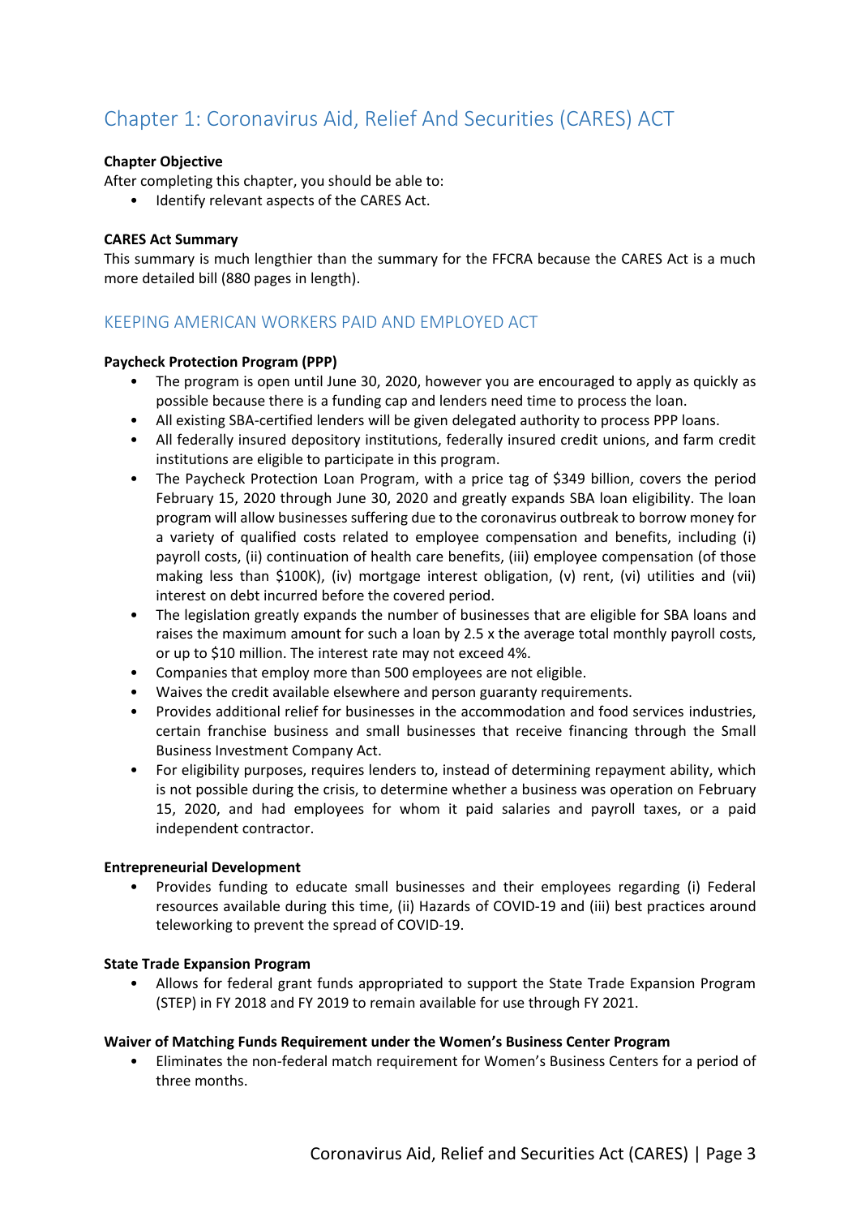# Chapter 1: Coronavirus Aid, Relief And Securities (CARES) ACT

**Chapter Objective**

After completing this chapter, you should be able to:

- Identify relevant aspects of the CARES Act.

**CARES Act Summary**

This summary is much lengthier than the summary for the FFCRA because the CARES Act is a much more detailed bill (880 pages in length).

## KEEPING AMERICAN WORKERS PAID AND EMPLOYED ACT

**Paycheck Protection Program (PPP)**

- The program is open until June 30, 2020, however you are encouraged to apply as quickly as possible because there is a funding cap and lenders need time to process the loan.
- All existing SBA-certified lenders will be given delegated authority to process PPP loans.
- All federally insured depository institutions, federally insured credit unions, and farm credit institutions are eligible to participate in this program.
- The Paycheck Protection Loan Program, with a price tag of $349 billion, covers the period February 15, 2020 through June 30, 2020 and greatly expands SBA loan eligibility. The loan program will allow businesses suffering due to the coronavirus outbreak to borrow money for a variety of qualified costs related to employee compensation and benefits, including (i) payroll costs, (ii) continuation of health care benefits, (iii) employee compensation (of those making less than $100K), (iv) mortgage interest obligation, (v) rent, (vi) utilities and (vii) interest on debt incurred before the covered period.
- The legislation greatly expands the number of businesses that are eligible for SBA loans and raises the maximum amount for such a loan by 2.5 x the average total monthly payroll costs, or up to $10 million. The interest rate may not exceed 4%.
- Companies that employ more than 500 employees are not eligible.
- Waives the credit available elsewhere and person guaranty requirements.
- Provides additional relief for businesses in the accommodation and food services industries, certain franchise business and small businesses that receive financing through the Small Business Investment Company Act.
- For eligibility purposes, requires lenders to, instead of determining repayment ability, which is not possible during the crisis, to determine whether a business was operation on February 15, 2020, and had employees for whom it paid salaries and payroll taxes, or a paid independent contractor.

**Entrepreneurial Development**

- Provides funding to educate small businesses and their employees regarding (i) Federal resources available during this time, (ii) Hazards of COVID-19 and (iii) best practices around teleworking to prevent the spread of COVID-19.

**State Trade Expansion Program**

- Allows for federal grant funds appropriated to support the State Trade Expansion Program (STEP) in FY 2018 and FY 2019 to remain available for use through FY 2021.

**Waiver of Matching Funds Requirement under the Women's Business Center Program**

- Eliminates the non-federal match requirement for Women's Business Centers for a period of three months.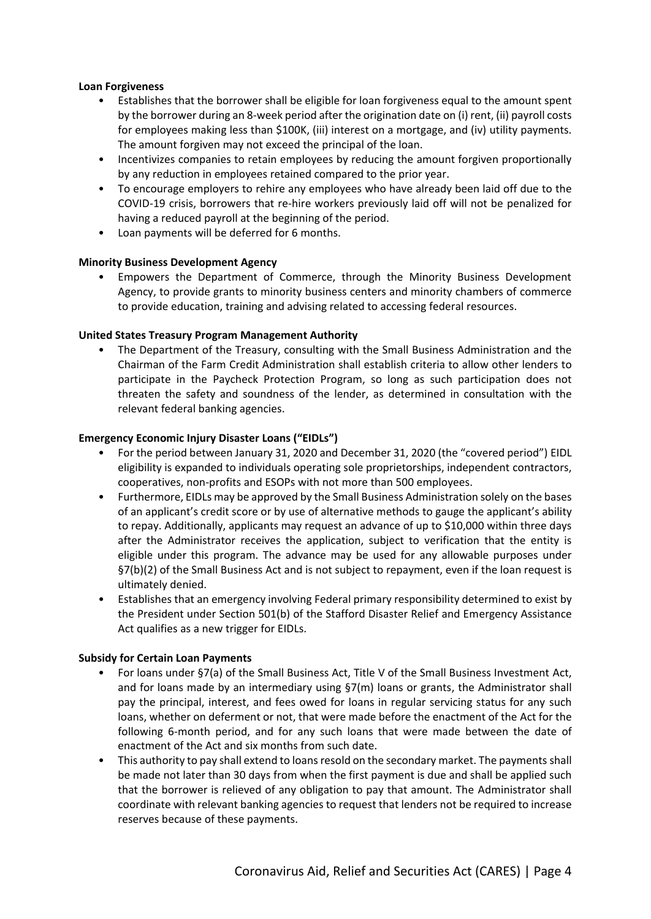**Loan Forgiveness**

- Establishes that the borrower shall be eligible for loan forgiveness equal to the amount spent by the borrower during an 8-week period after the origination date on (i) rent, (ii) payroll costs for employees making less than $100K, (iii) interest on a mortgage, and (iv) utility payments. The amount forgiven may not exceed the principal of the loan.
- Incentivizes companies to retain employees by reducing the amount forgiven proportionally by any reduction in employees retained compared to the prior year.
- To encourage employers to rehire any employees who have already been laid off due to the COVID-19 crisis, borrowers that re-hire workers previously laid off will not be penalized for having a reduced payroll at the beginning of the period.
- Loan payments will be deferred for 6 months.

**Minority Business Development Agency**

- Empowers the Department of Commerce, through the Minority Business Development Agency, to provide grants to minority business centers and minority chambers of commerce to provide education, training and advising related to accessing federal resources.

**United States Treasury Program Management Authority**

- The Department of the Treasury, consulting with the Small Business Administration and the Chairman of the Farm Credit Administration shall establish criteria to allow other lenders to participate in the Paycheck Protection Program, so long as such participation does not threaten the safety and soundness of the lender, as determined in consultation with the relevant federal banking agencies.

**Emergency Economic Injury Disaster Loans ("EIDLs")**

- For the period between January 31, 2020 and December 31, 2020 (the "covered period") EIDL eligibility is expanded to individuals operating sole proprietorships, independent contractors, cooperatives, non-profits and ESOPs with not more than 500 employees.
- Furthermore, EIDLs may be approved by the Small Business Administration solely on the bases of an applicant's credit score or by use of alternative methods to gauge the applicant's ability to repay. Additionally, applicants may request an advance of up to $10,000 within three days after the Administrator receives the application, subject to verification that the entity is eligible under this program. The advance may be used for any allowable purposes under §7(b)(2) of the Small Business Act and is not subject to repayment, even if the loan request is ultimately denied.
- Establishes that an emergency involving Federal primary responsibility determined to exist by the President under Section 501(b) of the Stafford Disaster Relief and Emergency Assistance Act qualifies as a new trigger for EIDLs.

**Subsidy for Certain Loan Payments**

- For loans under §7(a) of the Small Business Act, Title V of the Small Business Investment Act, and for loans made by an intermediary using §7(m) loans or grants, the Administrator shall pay the principal, interest, and fees owed for loans in regular servicing status for any such loans, whether on deferment or not, that were made before the enactment of the Act for the following 6-month period, and for any such loans that were made between the date of enactment of the Act and six months from such date.
- This authority to pay shall extend to loans resold on the secondary market. The payments shall be made not later than 30 days from when the first payment is due and shall be applied such that the borrower is relieved of any obligation to pay that amount. The Administrator shall coordinate with relevant banking agencies to request that lenders not be required to increase reserves because of these payments.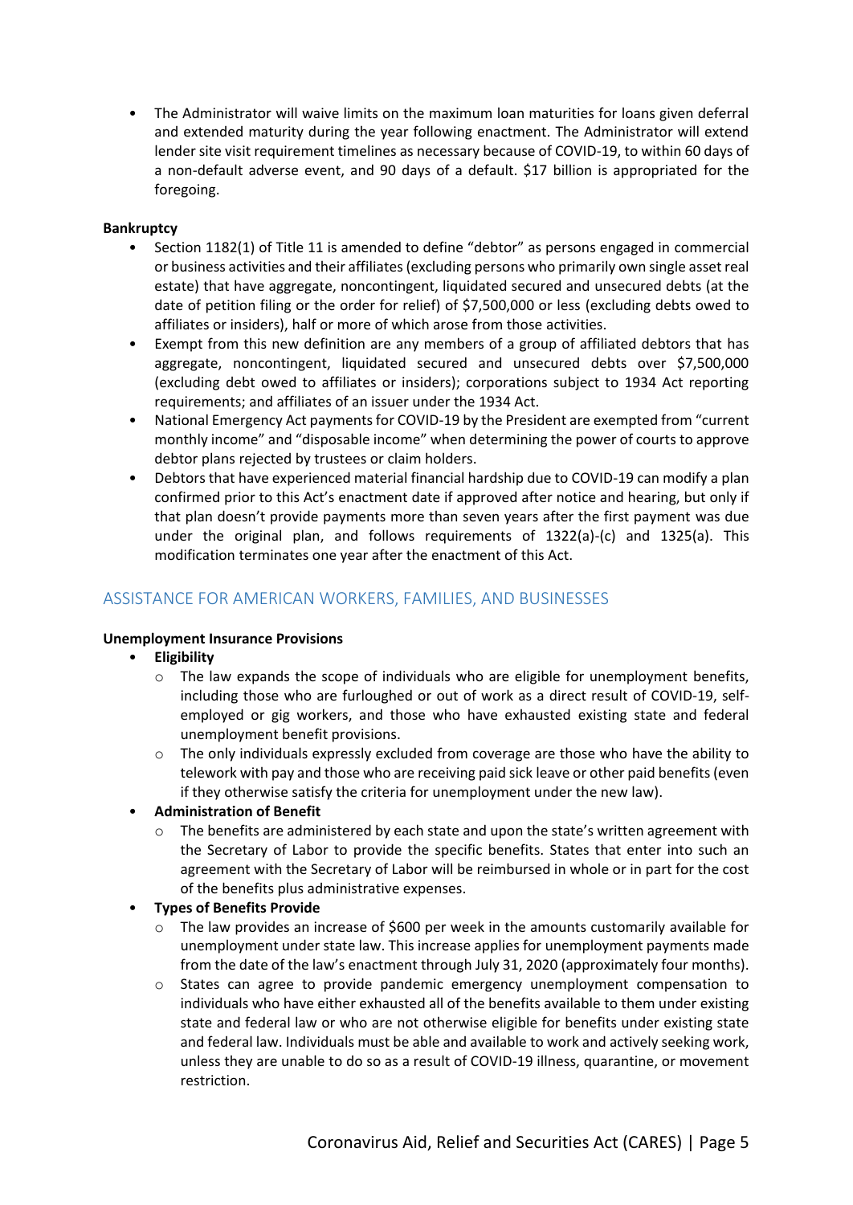- The Administrator will waive limits on the maximum loan maturities for loans given deferral and extended maturity during the year following enactment. The Administrator will extend lender site visit requirement timelines as necessary because of COVID-19, to within 60 days of a non-default adverse event, and 90 days of a default. $17 billion is appropriated for the foregoing.

**Bankruptcy**

- Section 1182(1) of Title 11 is amended to define "debtor" as persons engaged in commercial or business activities and their affiliates (excluding persons who primarily own single asset real estate) that have aggregate, noncontingent, liquidated secured and unsecured debts (at the date of petition filing or the order for relief) of $7,500,000 or less (excluding debts owed to affiliates or insiders), half or more of which arose from those activities.
- Exempt from this new definition are any members of a group of affiliated debtors that has aggregate, noncontingent, liquidated secured and unsecured debts over $7,500,000 (excluding debt owed to affiliates or insiders); corporations subject to 1934 Act reporting requirements; and affiliates of an issuer under the 1934 Act.
- National Emergency Act payments for COVID-19 by the President are exempted from "current monthly income" and "disposable income" when determining the power of courts to approve debtor plans rejected by trustees or claim holders.
- Debtors that have experienced material financial hardship due to COVID-19 can modify a plan confirmed prior to this Act's enactment date if approved after notice and hearing, but only if that plan doesn't provide payments more than seven years after the first payment was due under the original plan, and follows requirements of 1322(a)-(c) and 1325(a). This modification terminates one year after the enactment of this Act.

## ASSISTANCE FOR AMERICAN WORKERS, FAMILIES, AND BUSINESSES

**Unemployment Insurance Provisions**

- **Eligibility**
  - The law expands the scope of individuals who are eligible for unemployment benefits, including those who are furloughed or out of work as a direct result of COVID-19, self-employed or gig workers, and those who have exhausted existing state and federal unemployment benefit provisions.
  - The only individuals expressly excluded from coverage are those who have the ability to telework with pay and those who are receiving paid sick leave or other paid benefits (even if they otherwise satisfy the criteria for unemployment under the new law).
- **Administration of Benefit**
  - The benefits are administered by each state and upon the state's written agreement with the Secretary of Labor to provide the specific benefits. States that enter into such an agreement with the Secretary of Labor will be reimbursed in whole or in part for the cost of the benefits plus administrative expenses.
- **Types of Benefits Provide**
  - The law provides an increase of $600 per week in the amounts customarily available for unemployment under state law. This increase applies for unemployment payments made from the date of the law's enactment through July 31, 2020 (approximately four months).
  - States can agree to provide pandemic emergency unemployment compensation to individuals who have either exhausted all of the benefits available to them under existing state and federal law or who are not otherwise eligible for benefits under existing state and federal law. Individuals must be able and available to work and actively seeking work, unless they are unable to do so as a result of COVID-19 illness, quarantine, or movement restriction.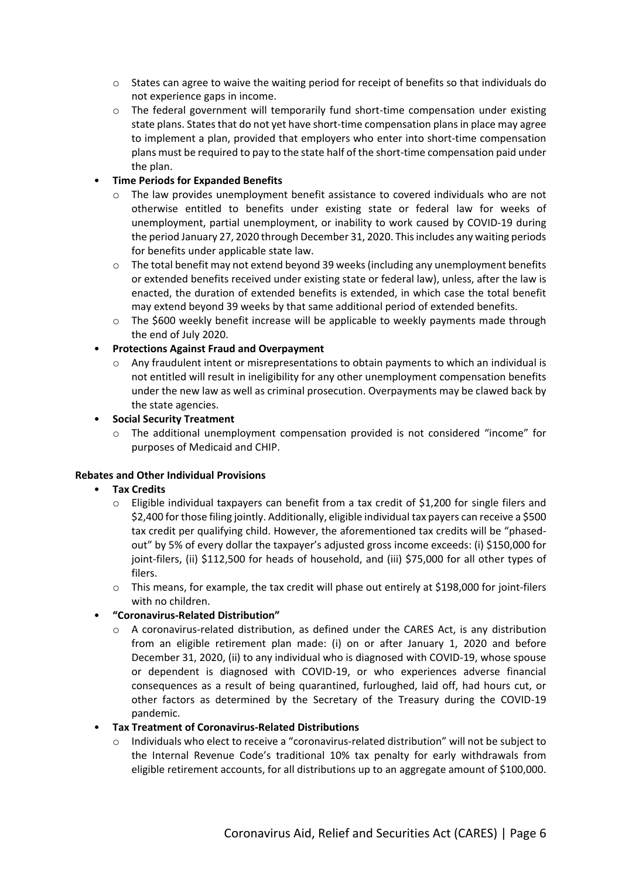- States can agree to waive the waiting period for receipt of benefits so that individuals do not experience gaps in income.
- The federal government will temporarily fund short-time compensation under existing state plans. States that do not yet have short-time compensation plans in place may agree to implement a plan, provided that employers who enter into short-time compensation plans must be required to pay to the state half of the short-time compensation paid under the plan.

- **Time Periods for Expanded Benefits**
  - The law provides unemployment benefit assistance to covered individuals who are not otherwise entitled to benefits under existing state or federal law for weeks of unemployment, partial unemployment, or inability to work caused by COVID-19 during the period January 27, 2020 through December 31, 2020. This includes any waiting periods for benefits under applicable state law.
  - The total benefit may not extend beyond 39 weeks (including any unemployment benefits or extended benefits received under existing state or federal law), unless, after the law is enacted, the duration of extended benefits is extended, in which case the total benefit may extend beyond 39 weeks by that same additional period of extended benefits.
  - The $600 weekly benefit increase will be applicable to weekly payments made through the end of July 2020.
- **Protections Against Fraud and Overpayment**
  - Any fraudulent intent or misrepresentations to obtain payments to which an individual is not entitled will result in ineligibility for any other unemployment compensation benefits under the new law as well as criminal prosecution. Overpayments may be clawed back by the state agencies.
- **Social Security Treatment**
  - The additional unemployment compensation provided is not considered "income" for purposes of Medicaid and CHIP.

**Rebates and Other Individual Provisions**

- **Tax Credits**
  - Eligible individual taxpayers can benefit from a tax credit of $1,200 for single filers and $2,400 for those filing jointly. Additionally, eligible individual tax payers can receive a $500 tax credit per qualifying child. However, the aforementioned tax credits will be "phased-out" by 5% of every dollar the taxpayer's adjusted gross income exceeds: (i) $150,000 for joint-filers, (ii) $112,500 for heads of household, and (iii) $75,000 for all other types of filers.
  - This means, for example, the tax credit will phase out entirely at $198,000 for joint-filers with no children.
- **"Coronavirus-Related Distribution"**
  - A coronavirus-related distribution, as defined under the CARES Act, is any distribution from an eligible retirement plan made: (i) on or after January 1, 2020 and before December 31, 2020, (ii) to any individual who is diagnosed with COVID-19, whose spouse or dependent is diagnosed with COVID-19, or who experiences adverse financial consequences as a result of being quarantined, furloughed, laid off, had hours cut, or other factors as determined by the Secretary of the Treasury during the COVID-19 pandemic.
- **Tax Treatment of Coronavirus-Related Distributions**
  - Individuals who elect to receive a "coronavirus-related distribution" will not be subject to the Internal Revenue Code's traditional 10% tax penalty for early withdrawals from eligible retirement accounts, for all distributions up to an aggregate amount of $100,000.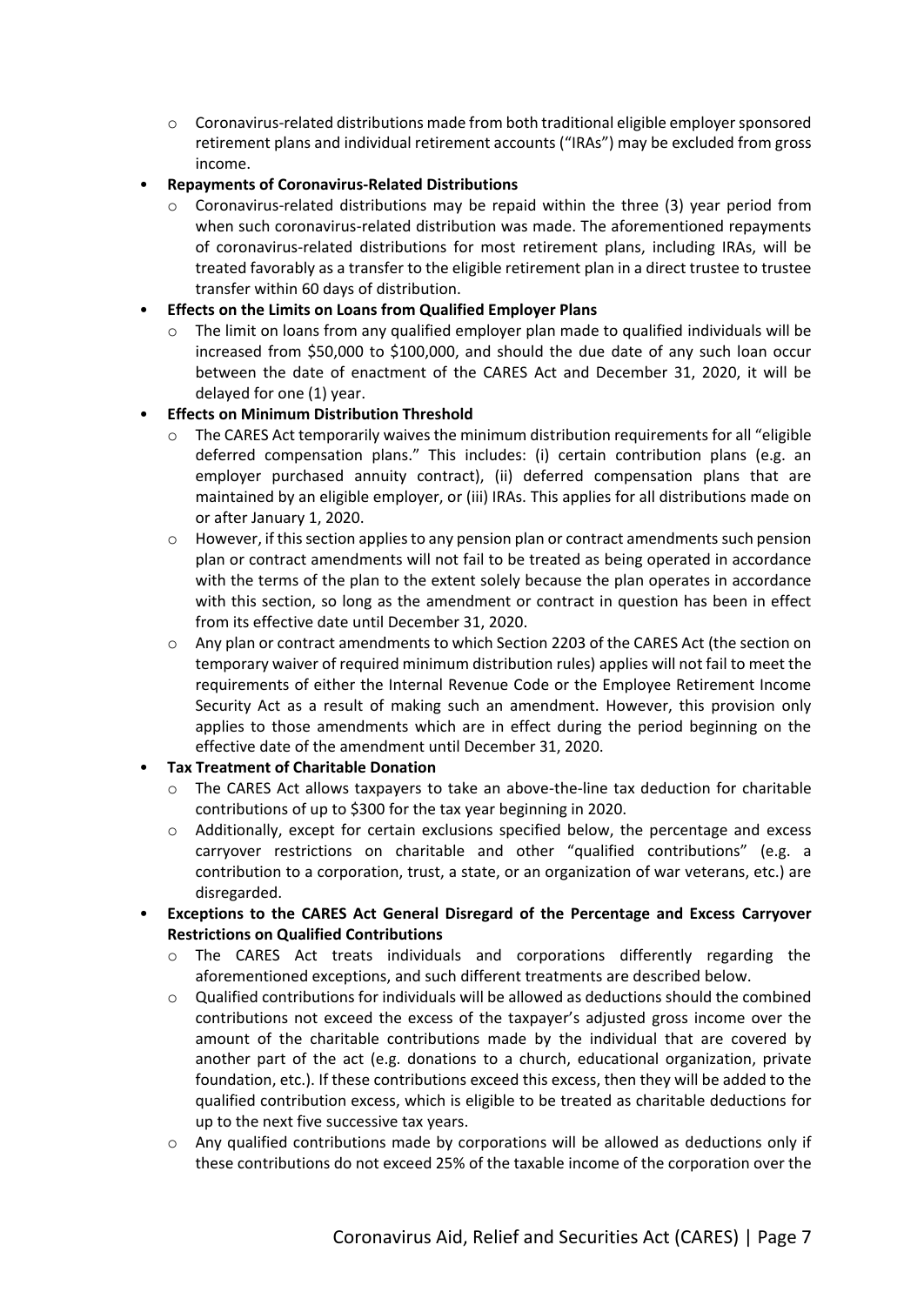- Coronavirus-related distributions made from both traditional eligible employer sponsored retirement plans and individual retirement accounts ("IRAs") may be excluded from gross income.

- **Repayments of Coronavirus-Related Distributions**
  - Coronavirus-related distributions may be repaid within the three (3) year period from when such coronavirus-related distribution was made. The aforementioned repayments of coronavirus-related distributions for most retirement plans, including IRAs, will be treated favorably as a transfer to the eligible retirement plan in a direct trustee to trustee transfer within 60 days of distribution.

- **Effects on the Limits on Loans from Qualified Employer Plans**
  - The limit on loans from any qualified employer plan made to qualified individuals will be increased from $50,000 to $100,000, and should the due date of any such loan occur between the date of enactment of the CARES Act and December 31, 2020, it will be delayed for one (1) year.

- **Effects on Minimum Distribution Threshold**
  - The CARES Act temporarily waives the minimum distribution requirements for all "eligible deferred compensation plans." This includes: (i) certain contribution plans (e.g. an employer purchased annuity contract), (ii) deferred compensation plans that are maintained by an eligible employer, or (iii) IRAs. This applies for all distributions made on or after January 1, 2020.
  - However, if this section applies to any pension plan or contract amendments such pension plan or contract amendments will not fail to be treated as being operated in accordance with the terms of the plan to the extent solely because the plan operates in accordance with this section, so long as the amendment or contract in question has been in effect from its effective date until December 31, 2020.
  - Any plan or contract amendments to which Section 2203 of the CARES Act (the section on temporary waiver of required minimum distribution rules) applies will not fail to meet the requirements of either the Internal Revenue Code or the Employee Retirement Income Security Act as a result of making such an amendment. However, this provision only applies to those amendments which are in effect during the period beginning on the effective date of the amendment until December 31, 2020.

- **Tax Treatment of Charitable Donation**
  - The CARES Act allows taxpayers to take an above-the-line tax deduction for charitable contributions of up to $300 for the tax year beginning in 2020.
  - Additionally, except for certain exclusions specified below, the percentage and excess carryover restrictions on charitable and other "qualified contributions" (e.g. a contribution to a corporation, trust, a state, or an organization of war veterans, etc.) are disregarded.

- **Exceptions to the CARES Act General Disregard of the Percentage and Excess Carryover Restrictions on Qualified Contributions**
  - The CARES Act treats individuals and corporations differently regarding the aforementioned exceptions, and such different treatments are described below.
  - Qualified contributions for individuals will be allowed as deductions should the combined contributions not exceed the excess of the taxpayer's adjusted gross income over the amount of the charitable contributions made by the individual that are covered by another part of the act (e.g. donations to a church, educational organization, private foundation, etc.). If these contributions exceed this excess, then they will be added to the qualified contribution excess, which is eligible to be treated as charitable deductions for up to the next five successive tax years.
  - Any qualified contributions made by corporations will be allowed as deductions only if these contributions do not exceed 25% of the taxable income of the corporation over the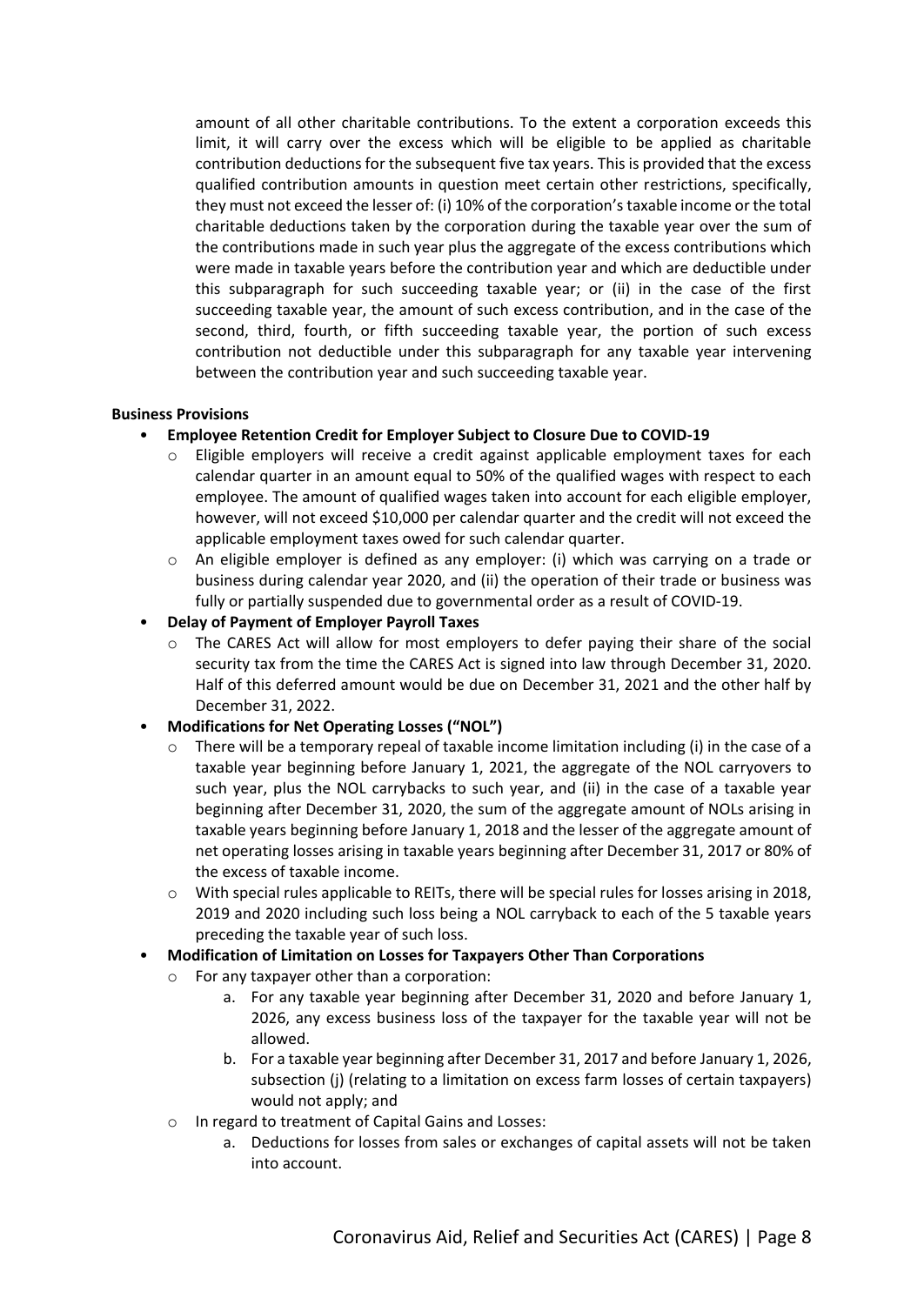amount of all other charitable contributions. To the extent a corporation exceeds this limit, it will carry over the excess which will be eligible to be applied as charitable contribution deductions for the subsequent five tax years. This is provided that the excess qualified contribution amounts in question meet certain other restrictions, specifically, they must not exceed the lesser of: (i) 10% of the corporation's taxable income or the total charitable deductions taken by the corporation during the taxable year over the sum of the contributions made in such year plus the aggregate of the excess contributions which were made in taxable years before the contribution year and which are deductible under this subparagraph for such succeeding taxable year; or (ii) in the case of the first succeeding taxable year, the amount of such excess contribution, and in the case of the second, third, fourth, or fifth succeeding taxable year, the portion of such excess contribution not deductible under this subparagraph for any taxable year intervening between the contribution year and such succeeding taxable year.

**Business Provisions**

- **Employee Retention Credit for Employer Subject to Closure Due to COVID-19**
  - Eligible employers will receive a credit against applicable employment taxes for each calendar quarter in an amount equal to 50% of the qualified wages with respect to each employee. The amount of qualified wages taken into account for each eligible employer, however, will not exceed $10,000 per calendar quarter and the credit will not exceed the applicable employment taxes owed for such calendar quarter.
  - An eligible employer is defined as any employer: (i) which was carrying on a trade or business during calendar year 2020, and (ii) the operation of their trade or business was fully or partially suspended due to governmental order as a result of COVID-19.
- **Delay of Payment of Employer Payroll Taxes**
  - The CARES Act will allow for most employers to defer paying their share of the social security tax from the time the CARES Act is signed into law through December 31, 2020. Half of this deferred amount would be due on December 31, 2021 and the other half by December 31, 2022.
- **Modifications for Net Operating Losses ("NOL")**
  - There will be a temporary repeal of taxable income limitation including (i) in the case of a taxable year beginning before January 1, 2021, the aggregate of the NOL carryovers to such year, plus the NOL carrybacks to such year, and (ii) in the case of a taxable year beginning after December 31, 2020, the sum of the aggregate amount of NOLs arising in taxable years beginning before January 1, 2018 and the lesser of the aggregate amount of net operating losses arising in taxable years beginning after December 31, 2017 or 80% of the excess of taxable income.
  - With special rules applicable to REITs, there will be special rules for losses arising in 2018, 2019 and 2020 including such loss being a NOL carryback to each of the 5 taxable years preceding the taxable year of such loss.
- **Modification of Limitation on Losses for Taxpayers Other Than Corporations**
  - For any taxpayer other than a corporation:
    a. For any taxable year beginning after December 31, 2020 and before January 1, 2026, any excess business loss of the taxpayer for the taxable year will not be allowed.
    b. For a taxable year beginning after December 31, 2017 and before January 1, 2026, subsection (j) (relating to a limitation on excess farm losses of certain taxpayers) would not apply; and
  - In regard to treatment of Capital Gains and Losses:
    a. Deductions for losses from sales or exchanges of capital assets will not be taken into account.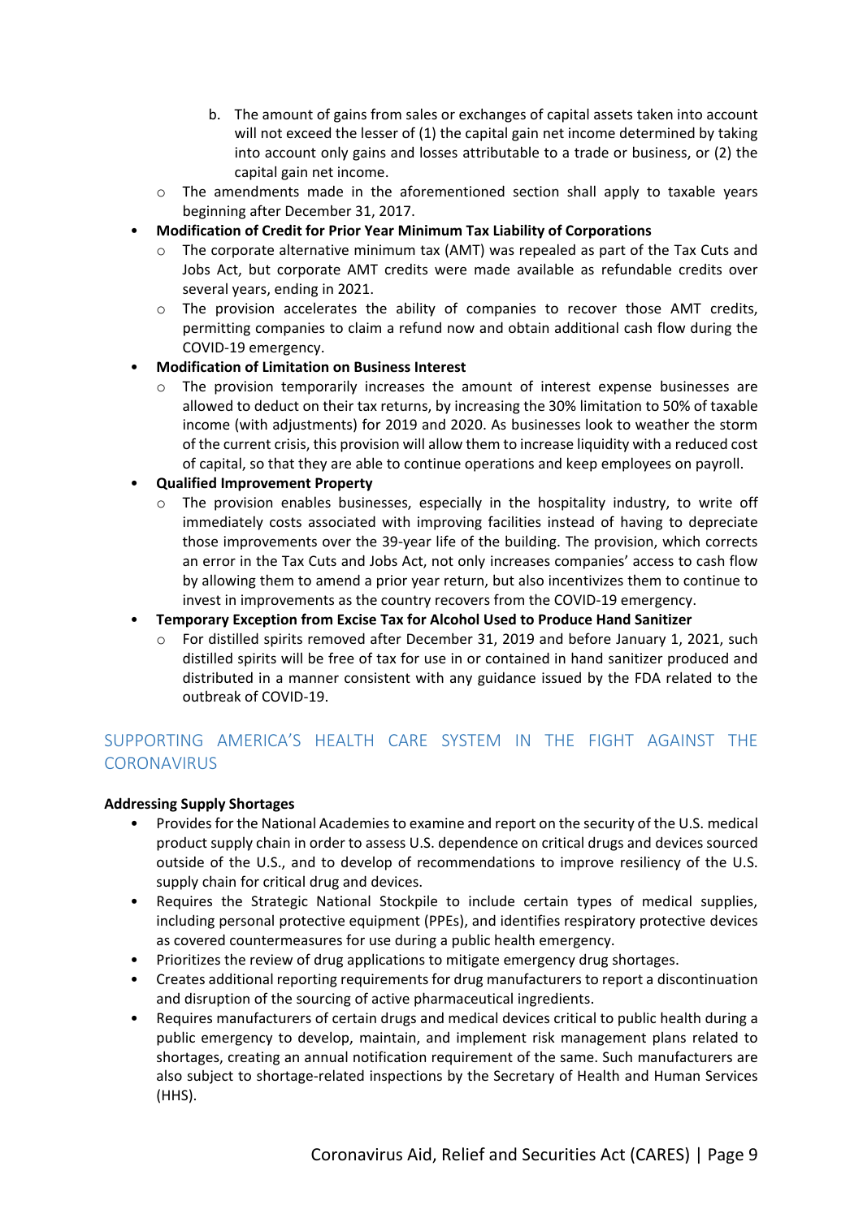b. The amount of gains from sales or exchanges of capital assets taken into account will not exceed the lesser of (1) the capital gain net income determined by taking into account only gains and losses attributable to a trade or business, or (2) the capital gain net income.
  - The amendments made in the aforementioned section shall apply to taxable years beginning after December 31, 2017.

- **Modification of Credit for Prior Year Minimum Tax Liability of Corporations**
  - The corporate alternative minimum tax (AMT) was repealed as part of the Tax Cuts and Jobs Act, but corporate AMT credits were made available as refundable credits over several years, ending in 2021.
  - The provision accelerates the ability of companies to recover those AMT credits, permitting companies to claim a refund now and obtain additional cash flow during the COVID-19 emergency.
- **Modification of Limitation on Business Interest**
  - The provision temporarily increases the amount of interest expense businesses are allowed to deduct on their tax returns, by increasing the 30% limitation to 50% of taxable income (with adjustments) for 2019 and 2020. As businesses look to weather the storm of the current crisis, this provision will allow them to increase liquidity with a reduced cost of capital, so that they are able to continue operations and keep employees on payroll.
- **Qualified Improvement Property**
  - The provision enables businesses, especially in the hospitality industry, to write off immediately costs associated with improving facilities instead of having to depreciate those improvements over the 39-year life of the building. The provision, which corrects an error in the Tax Cuts and Jobs Act, not only increases companies' access to cash flow by allowing them to amend a prior year return, but also incentivizes them to continue to invest in improvements as the country recovers from the COVID-19 emergency.
- **Temporary Exception from Excise Tax for Alcohol Used to Produce Hand Sanitizer**
  - For distilled spirits removed after December 31, 2019 and before January 1, 2021, such distilled spirits will be free of tax for use in or contained in hand sanitizer produced and distributed in a manner consistent with any guidance issued by the FDA related to the outbreak of COVID-19.

## SUPPORTING AMERICA'S HEALTH CARE SYSTEM IN THE FIGHT AGAINST THE CORONAVIRUS

**Addressing Supply Shortages**

- Provides for the National Academies to examine and report on the security of the U.S. medical product supply chain in order to assess U.S. dependence on critical drugs and devices sourced outside of the U.S., and to develop of recommendations to improve resiliency of the U.S. supply chain for critical drug and devices.
- Requires the Strategic National Stockpile to include certain types of medical supplies, including personal protective equipment (PPEs), and identifies respiratory protective devices as covered countermeasures for use during a public health emergency.
- Prioritizes the review of drug applications to mitigate emergency drug shortages.
- Creates additional reporting requirements for drug manufacturers to report a discontinuation and disruption of the sourcing of active pharmaceutical ingredients.
- Requires manufacturers of certain drugs and medical devices critical to public health during a public emergency to develop, maintain, and implement risk management plans related to shortages, creating an annual notification requirement of the same. Such manufacturers are also subject to shortage-related inspections by the Secretary of Health and Human Services (HHS).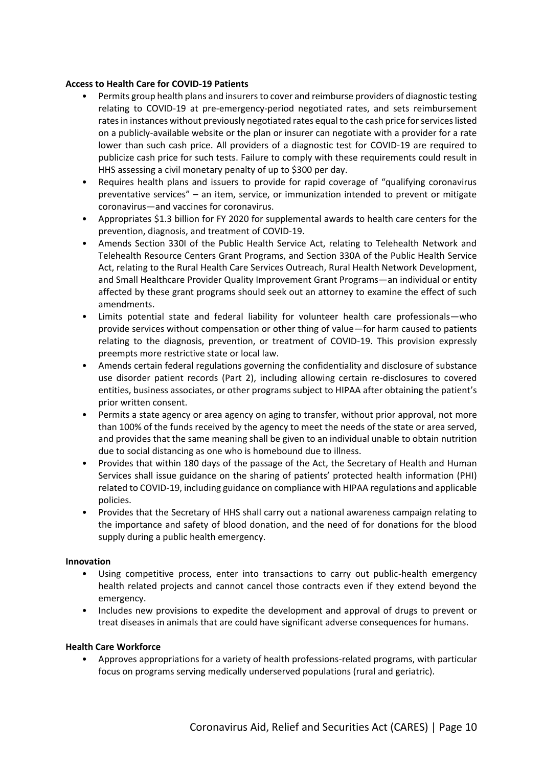**Access to Health Care for COVID-19 Patients**

- Permits group health plans and insurers to cover and reimburse providers of diagnostic testing relating to COVID-19 at pre-emergency-period negotiated rates, and sets reimbursement rates in instances without previously negotiated rates equal to the cash price for services listed on a publicly-available website or the plan or insurer can negotiate with a provider for a rate lower than such cash price. All providers of a diagnostic test for COVID-19 are required to publicize cash price for such tests. Failure to comply with these requirements could result in HHS assessing a civil monetary penalty of up to $300 per day.
- Requires health plans and issuers to provide for rapid coverage of "qualifying coronavirus preventative services" – an item, service, or immunization intended to prevent or mitigate coronavirus—and vaccines for coronavirus.
- Appropriates $1.3 billion for FY 2020 for supplemental awards to health care centers for the prevention, diagnosis, and treatment of COVID-19.
- Amends Section 330I of the Public Health Service Act, relating to Telehealth Network and Telehealth Resource Centers Grant Programs, and Section 330A of the Public Health Service Act, relating to the Rural Health Care Services Outreach, Rural Health Network Development, and Small Healthcare Provider Quality Improvement Grant Programs—an individual or entity affected by these grant programs should seek out an attorney to examine the effect of such amendments.
- Limits potential state and federal liability for volunteer health care professionals—who provide services without compensation or other thing of value—for harm caused to patients relating to the diagnosis, prevention, or treatment of COVID-19. This provision expressly preempts more restrictive state or local law.
- Amends certain federal regulations governing the confidentiality and disclosure of substance use disorder patient records (Part 2), including allowing certain re-disclosures to covered entities, business associates, or other programs subject to HIPAA after obtaining the patient's prior written consent.
- Permits a state agency or area agency on aging to transfer, without prior approval, not more than 100% of the funds received by the agency to meet the needs of the state or area served, and provides that the same meaning shall be given to an individual unable to obtain nutrition due to social distancing as one who is homebound due to illness.
- Provides that within 180 days of the passage of the Act, the Secretary of Health and Human Services shall issue guidance on the sharing of patients' protected health information (PHI) related to COVID-19, including guidance on compliance with HIPAA regulations and applicable policies.
- Provides that the Secretary of HHS shall carry out a national awareness campaign relating to the importance and safety of blood donation, and the need of for donations for the blood supply during a public health emergency.

**Innovation**

- Using competitive process, enter into transactions to carry out public-health emergency health related projects and cannot cancel those contracts even if they extend beyond the emergency.
- Includes new provisions to expedite the development and approval of drugs to prevent or treat diseases in animals that are could have significant adverse consequences for humans.

**Health Care Workforce**

- Approves appropriations for a variety of health professions-related programs, with particular focus on programs serving medically underserved populations (rural and geriatric).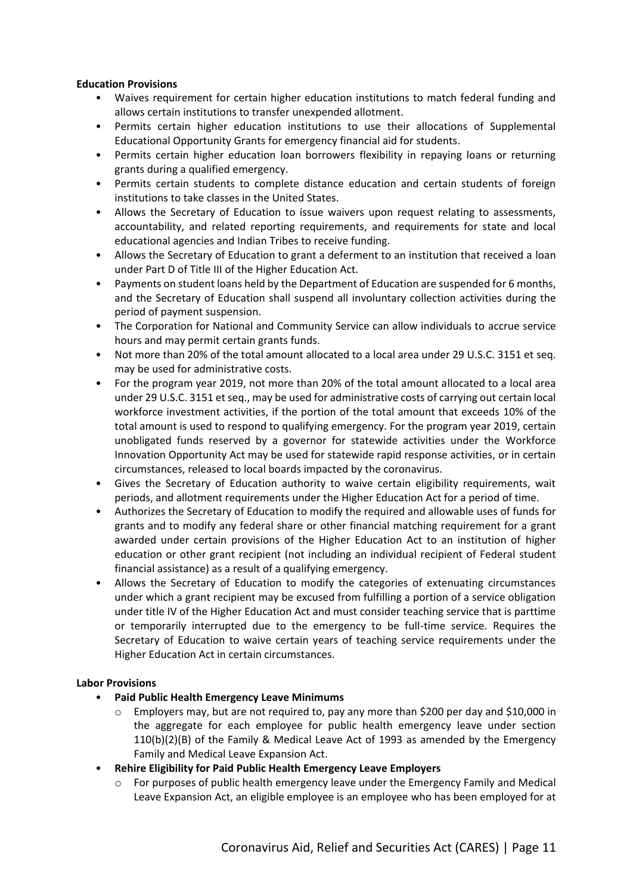**Education Provisions**

- Waives requirement for certain higher education institutions to match federal funding and allows certain institutions to transfer unexpended allotment.
- Permits certain higher education institutions to use their allocations of Supplemental Educational Opportunity Grants for emergency financial aid for students.
- Permits certain higher education loan borrowers flexibility in repaying loans or returning grants during a qualified emergency.
- Permits certain students to complete distance education and certain students of foreign institutions to take classes in the United States.
- Allows the Secretary of Education to issue waivers upon request relating to assessments, accountability, and related reporting requirements, and requirements for state and local educational agencies and Indian Tribes to receive funding.
- Allows the Secretary of Education to grant a deferment to an institution that received a loan under Part D of Title III of the Higher Education Act.
- Payments on student loans held by the Department of Education are suspended for 6 months, and the Secretary of Education shall suspend all involuntary collection activities during the period of payment suspension.
- The Corporation for National and Community Service can allow individuals to accrue service hours and may permit certain grants funds.
- Not more than 20% of the total amount allocated to a local area under 29 U.S.C. 3151 et seq. may be used for administrative costs.
- For the program year 2019, not more than 20% of the total amount allocated to a local area under 29 U.S.C. 3151 et seq., may be used for administrative costs of carrying out certain local workforce investment activities, if the portion of the total amount that exceeds 10% of the total amount is used to respond to qualifying emergency. For the program year 2019, certain unobligated funds reserved by a governor for statewide activities under the Workforce Innovation Opportunity Act may be used for statewide rapid response activities, or in certain circumstances, released to local boards impacted by the coronavirus.
- Gives the Secretary of Education authority to waive certain eligibility requirements, wait periods, and allotment requirements under the Higher Education Act for a period of time.
- Authorizes the Secretary of Education to modify the required and allowable uses of funds for grants and to modify any federal share or other financial matching requirement for a grant awarded under certain provisions of the Higher Education Act to an institution of higher education or other grant recipient (not including an individual recipient of Federal student financial assistance) as a result of a qualifying emergency.
- Allows the Secretary of Education to modify the categories of extenuating circumstances under which a grant recipient may be excused from fulfilling a portion of a service obligation under title IV of the Higher Education Act and must consider teaching service that is parttime or temporarily interrupted due to the emergency to be full-time service. Requires the Secretary of Education to waive certain years of teaching service requirements under the Higher Education Act in certain circumstances.

**Labor Provisions**

- **Paid Public Health Emergency Leave Minimums**
  - Employers may, but are not required to, pay any more than $200 per day and $10,000 in the aggregate for each employee for public health emergency leave under section 110(b)(2)(B) of the Family & Medical Leave Act of 1993 as amended by the Emergency Family and Medical Leave Expansion Act.
- **Rehire Eligibility for Paid Public Health Emergency Leave Employers**
  - For purposes of public health emergency leave under the Emergency Family and Medical Leave Expansion Act, an eligible employee is an employee who has been employed for at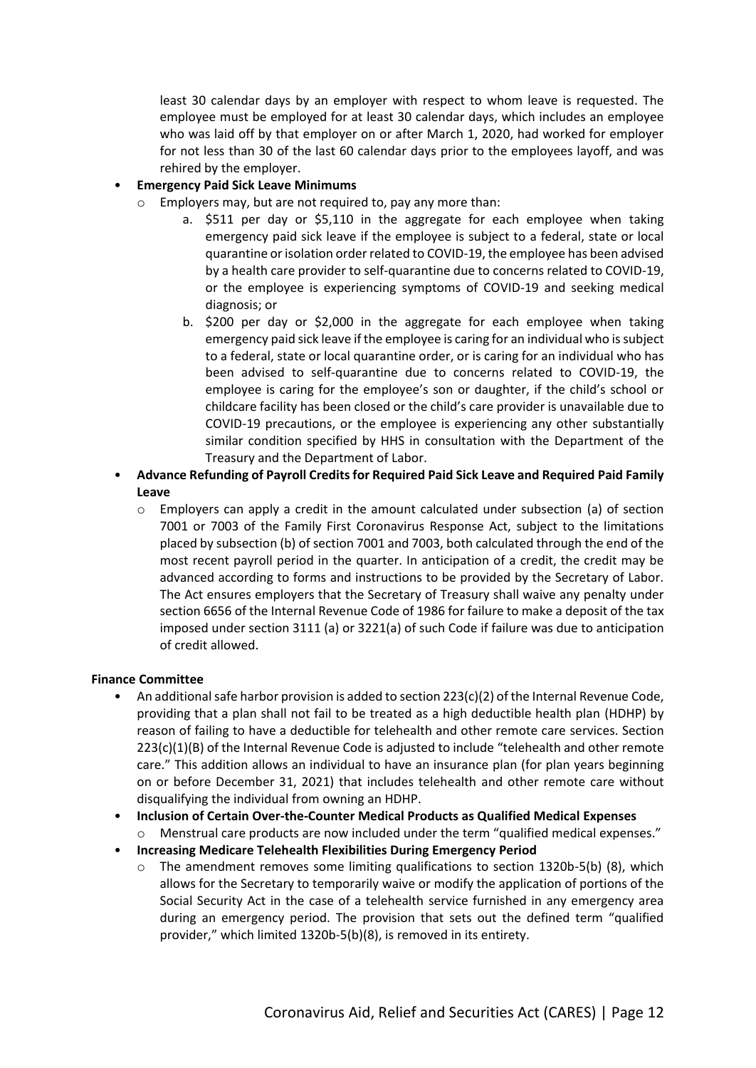least 30 calendar days by an employer with respect to whom leave is requested. The employee must be employed for at least 30 calendar days, which includes an employee who was laid off by that employer on or after March 1, 2020, had worked for employer for not less than 30 of the last 60 calendar days prior to the employees layoff, and was rehired by the employer.

- **Emergency Paid Sick Leave Minimums**
  - Employers may, but are not required to, pay any more than:
    a. $511 per day or $5,110 in the aggregate for each employee when taking emergency paid sick leave if the employee is subject to a federal, state or local quarantine or isolation order related to COVID-19, the employee has been advised by a health care provider to self-quarantine due to concerns related to COVID-19, or the employee is experiencing symptoms of COVID-19 and seeking medical diagnosis; or
    b. $200 per day or $2,000 in the aggregate for each employee when taking emergency paid sick leave if the employee is caring for an individual who is subject to a federal, state or local quarantine order, or is caring for an individual who has been advised to self-quarantine due to concerns related to COVID-19, the employee is caring for the employee's son or daughter, if the child's school or childcare facility has been closed or the child's care provider is unavailable due to COVID-19 precautions, or the employee is experiencing any other substantially similar condition specified by HHS in consultation with the Department of the Treasury and the Department of Labor.
- **Advance Refunding of Payroll Credits for Required Paid Sick Leave and Required Paid Family Leave**
  - Employers can apply a credit in the amount calculated under subsection (a) of section 7001 or 7003 of the Family First Coronavirus Response Act, subject to the limitations placed by subsection (b) of section 7001 and 7003, both calculated through the end of the most recent payroll period in the quarter. In anticipation of a credit, the credit may be advanced according to forms and instructions to be provided by the Secretary of Labor. The Act ensures employers that the Secretary of Treasury shall waive any penalty under section 6656 of the Internal Revenue Code of 1986 for failure to make a deposit of the tax imposed under section 3111 (a) or 3221(a) of such Code if failure was due to anticipation of credit allowed.

**Finance Committee**

- An additional safe harbor provision is added to section 223(c)(2) of the Internal Revenue Code, providing that a plan shall not fail to be treated as a high deductible health plan (HDHP) by reason of failing to have a deductible for telehealth and other remote care services. Section 223(c)(1)(B) of the Internal Revenue Code is adjusted to include "telehealth and other remote care." This addition allows an individual to have an insurance plan (for plan years beginning on or before December 31, 2021) that includes telehealth and other remote care without disqualifying the individual from owning an HDHP.
- **Inclusion of Certain Over-the-Counter Medical Products as Qualified Medical Expenses**
  - Menstrual care products are now included under the term "qualified medical expenses."
- **Increasing Medicare Telehealth Flexibilities During Emergency Period**
  - The amendment removes some limiting qualifications to section 1320b-5(b) (8), which allows for the Secretary to temporarily waive or modify the application of portions of the Social Security Act in the case of a telehealth service furnished in any emergency area during an emergency period. The provision that sets out the defined term "qualified provider," which limited 1320b-5(b)(8), is removed in its entirety.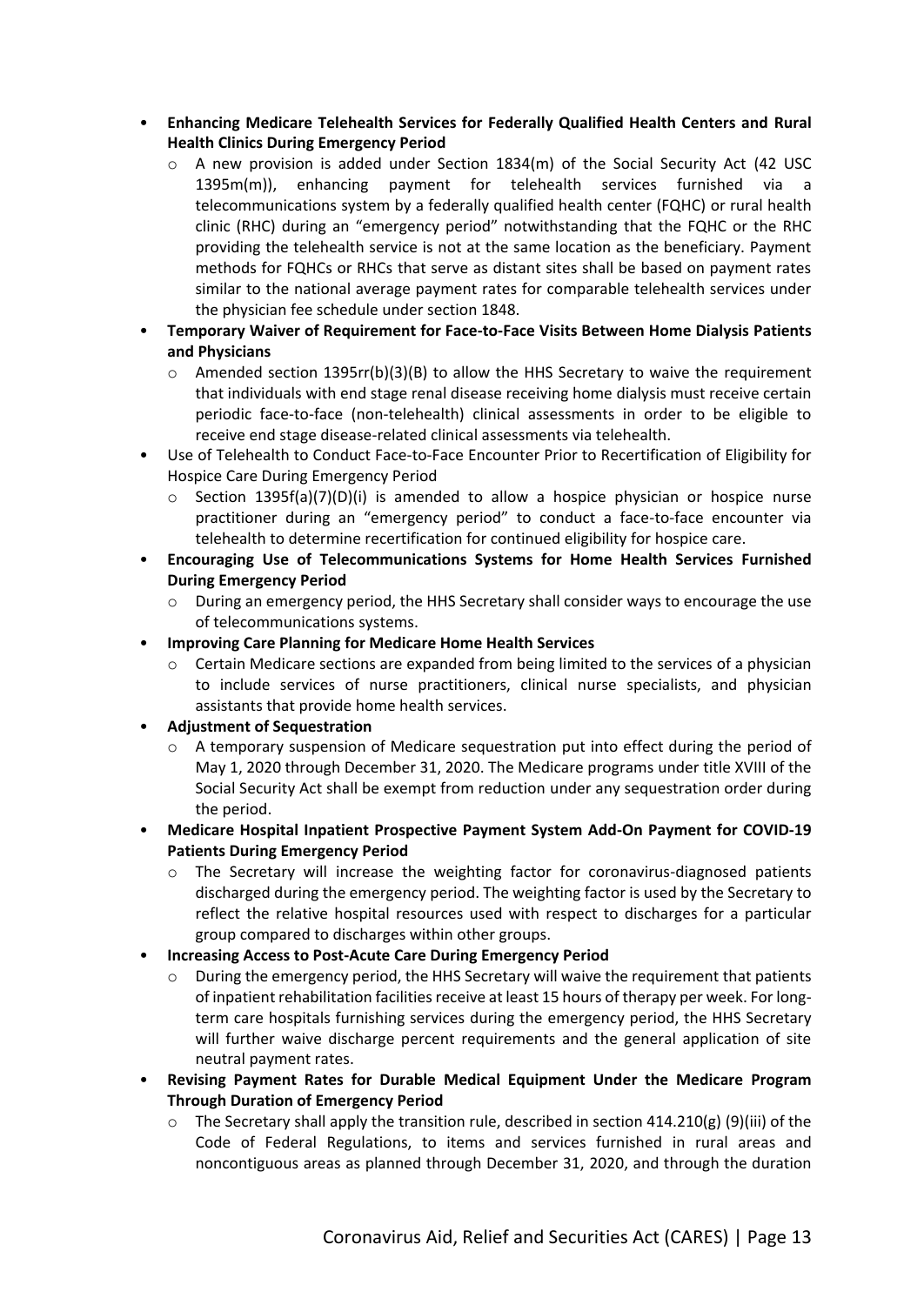- **Enhancing Medicare Telehealth Services for Federally Qualified Health Centers and Rural Health Clinics During Emergency Period**
  - A new provision is added under Section 1834(m) of the Social Security Act (42 USC 1395m(m)), enhancing payment for telehealth services furnished via a telecommunications system by a federally qualified health center (FQHC) or rural health clinic (RHC) during an "emergency period" notwithstanding that the FQHC or the RHC providing the telehealth service is not at the same location as the beneficiary. Payment methods for FQHCs or RHCs that serve as distant sites shall be based on payment rates similar to the national average payment rates for comparable telehealth services under the physician fee schedule under section 1848.
- **Temporary Waiver of Requirement for Face-to-Face Visits Between Home Dialysis Patients and Physicians**
  - Amended section 1395rr(b)(3)(B) to allow the HHS Secretary to waive the requirement that individuals with end stage renal disease receiving home dialysis must receive certain periodic face-to-face (non-telehealth) clinical assessments in order to be eligible to receive end stage disease-related clinical assessments via telehealth.
- Use of Telehealth to Conduct Face-to-Face Encounter Prior to Recertification of Eligibility for Hospice Care During Emergency Period
  - Section 1395f(a)(7)(D)(i) is amended to allow a hospice physician or hospice nurse practitioner during an "emergency period" to conduct a face-to-face encounter via telehealth to determine recertification for continued eligibility for hospice care.
- **Encouraging Use of Telecommunications Systems for Home Health Services Furnished During Emergency Period**
  - During an emergency period, the HHS Secretary shall consider ways to encourage the use of telecommunications systems.
- **Improving Care Planning for Medicare Home Health Services**
  - Certain Medicare sections are expanded from being limited to the services of a physician to include services of nurse practitioners, clinical nurse specialists, and physician assistants that provide home health services.
- **Adjustment of Sequestration**
  - A temporary suspension of Medicare sequestration put into effect during the period of May 1, 2020 through December 31, 2020. The Medicare programs under title XVIII of the Social Security Act shall be exempt from reduction under any sequestration order during the period.
- **Medicare Hospital Inpatient Prospective Payment System Add-On Payment for COVID-19 Patients During Emergency Period**
  - The Secretary will increase the weighting factor for coronavirus-diagnosed patients discharged during the emergency period. The weighting factor is used by the Secretary to reflect the relative hospital resources used with respect to discharges for a particular group compared to discharges within other groups.
- **Increasing Access to Post-Acute Care During Emergency Period**
  - During the emergency period, the HHS Secretary will waive the requirement that patients of inpatient rehabilitation facilities receive at least 15 hours of therapy per week. For long-term care hospitals furnishing services during the emergency period, the HHS Secretary will further waive discharge percent requirements and the general application of site neutral payment rates.
- **Revising Payment Rates for Durable Medical Equipment Under the Medicare Program Through Duration of Emergency Period**
  - The Secretary shall apply the transition rule, described in section 414.210(g) (9)(iii) of the Code of Federal Regulations, to items and services furnished in rural areas and noncontiguous areas as planned through December 31, 2020, and through the duration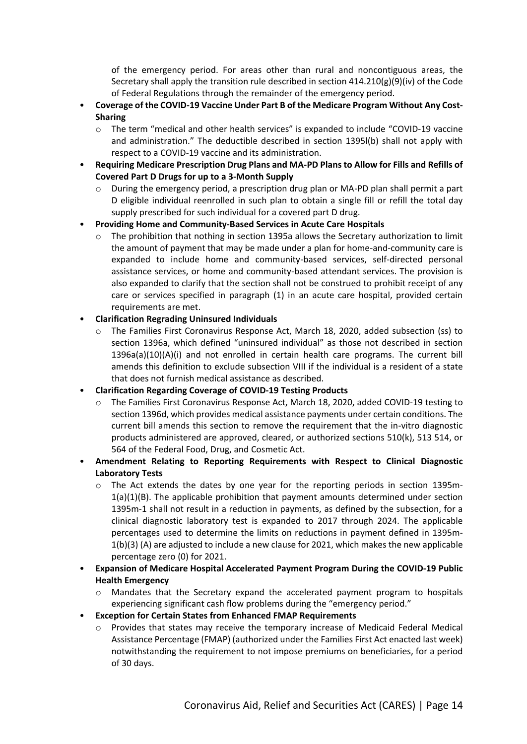of the emergency period. For areas other than rural and noncontiguous areas, the Secretary shall apply the transition rule described in section 414.210(g)(9)(iv) of the Code of Federal Regulations through the remainder of the emergency period.

- **Coverage of the COVID-19 Vaccine Under Part B of the Medicare Program Without Any Cost-Sharing**
  - The term "medical and other health services" is expanded to include "COVID-19 vaccine and administration." The deductible described in section 1395l(b) shall not apply with respect to a COVID-19 vaccine and its administration.
- **Requiring Medicare Prescription Drug Plans and MA-PD Plans to Allow for Fills and Refills of Covered Part D Drugs for up to a 3-Month Supply**
  - During the emergency period, a prescription drug plan or MA-PD plan shall permit a part D eligible individual reenrolled in such plan to obtain a single fill or refill the total day supply prescribed for such individual for a covered part D drug.
- **Providing Home and Community-Based Services in Acute Care Hospitals**
  - The prohibition that nothing in section 1395a allows the Secretary authorization to limit the amount of payment that may be made under a plan for home-and-community care is expanded to include home and community-based services, self-directed personal assistance services, or home and community-based attendant services. The provision is also expanded to clarify that the section shall not be construed to prohibit receipt of any care or services specified in paragraph (1) in an acute care hospital, provided certain requirements are met.
- **Clarification Regrading Uninsured Individuals**
  - The Families First Coronavirus Response Act, March 18, 2020, added subsection (ss) to section 1396a, which defined "uninsured individual" as those not described in section 1396a(a)(10)(A)(i) and not enrolled in certain health care programs. The current bill amends this definition to exclude subsection VIII if the individual is a resident of a state that does not furnish medical assistance as described.
- **Clarification Regarding Coverage of COVID-19 Testing Products**
  - The Families First Coronavirus Response Act, March 18, 2020, added COVID-19 testing to section 1396d, which provides medical assistance payments under certain conditions. The current bill amends this section to remove the requirement that the in-vitro diagnostic products administered are approved, cleared, or authorized sections 510(k), 513 514, or 564 of the Federal Food, Drug, and Cosmetic Act.
- **Amendment Relating to Reporting Requirements with Respect to Clinical Diagnostic Laboratory Tests**
  - The Act extends the dates by one year for the reporting periods in section 1395m-1(a)(1)(B). The applicable prohibition that payment amounts determined under section 1395m-1 shall not result in a reduction in payments, as defined by the subsection, for a clinical diagnostic laboratory test is expanded to 2017 through 2024. The applicable percentages used to determine the limits on reductions in payment defined in 1395m-1(b)(3) (A) are adjusted to include a new clause for 2021, which makes the new applicable percentage zero (0) for 2021.
- **Expansion of Medicare Hospital Accelerated Payment Program During the COVID-19 Public Health Emergency**
  - Mandates that the Secretary expand the accelerated payment program to hospitals experiencing significant cash flow problems during the "emergency period."
- **Exception for Certain States from Enhanced FMAP Requirements**
  - Provides that states may receive the temporary increase of Medicaid Federal Medical Assistance Percentage (FMAP) (authorized under the Families First Act enacted last week) notwithstanding the requirement to not impose premiums on beneficiaries, for a period of 30 days.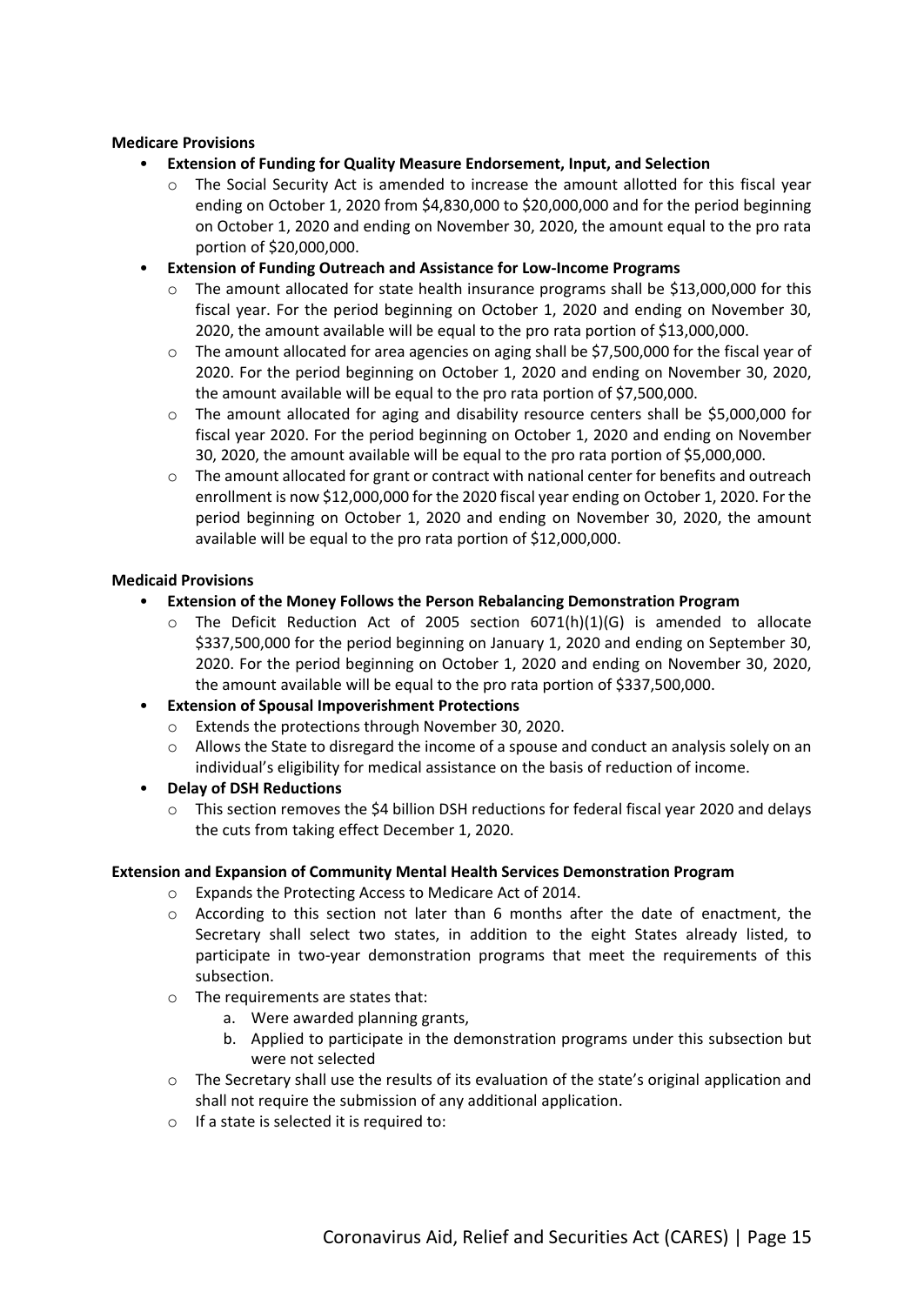**Medicare Provisions**

- **Extension of Funding for Quality Measure Endorsement, Input, and Selection**
  - The Social Security Act is amended to increase the amount allotted for this fiscal year ending on October 1, 2020 from $4,830,000 to $20,000,000 and for the period beginning on October 1, 2020 and ending on November 30, 2020, the amount equal to the pro rata portion of $20,000,000.
- **Extension of Funding Outreach and Assistance for Low-Income Programs**
  - The amount allocated for state health insurance programs shall be $13,000,000 for this fiscal year. For the period beginning on October 1, 2020 and ending on November 30, 2020, the amount available will be equal to the pro rata portion of $13,000,000.
  - The amount allocated for area agencies on aging shall be $7,500,000 for the fiscal year of 2020. For the period beginning on October 1, 2020 and ending on November 30, 2020, the amount available will be equal to the pro rata portion of $7,500,000.
  - The amount allocated for aging and disability resource centers shall be $5,000,000 for fiscal year 2020. For the period beginning on October 1, 2020 and ending on November 30, 2020, the amount available will be equal to the pro rata portion of $5,000,000.
  - The amount allocated for grant or contract with national center for benefits and outreach enrollment is now $12,000,000 for the 2020 fiscal year ending on October 1, 2020. For the period beginning on October 1, 2020 and ending on November 30, 2020, the amount available will be equal to the pro rata portion of $12,000,000.

**Medicaid Provisions**

- **Extension of the Money Follows the Person Rebalancing Demonstration Program**
  - The Deficit Reduction Act of 2005 section 6071(h)(1)(G) is amended to allocate $337,500,000 for the period beginning on January 1, 2020 and ending on September 30, 2020. For the period beginning on October 1, 2020 and ending on November 30, 2020, the amount available will be equal to the pro rata portion of $337,500,000.
- **Extension of Spousal Impoverishment Protections**
  - Extends the protections through November 30, 2020.
  - Allows the State to disregard the income of a spouse and conduct an analysis solely on an individual's eligibility for medical assistance on the basis of reduction of income.
- **Delay of DSH Reductions**
  - This section removes the $4 billion DSH reductions for federal fiscal year 2020 and delays the cuts from taking effect December 1, 2020.

**Extension and Expansion of Community Mental Health Services Demonstration Program**

- Expands the Protecting Access to Medicare Act of 2014.
- According to this section not later than 6 months after the date of enactment, the Secretary shall select two states, in addition to the eight States already listed, to participate in two-year demonstration programs that meet the requirements of this subsection.
- The requirements are states that:
  a. Were awarded planning grants,
  b. Applied to participate in the demonstration programs under this subsection but were not selected
- The Secretary shall use the results of its evaluation of the state's original application and shall not require the submission of any additional application.
- If a state is selected it is required to: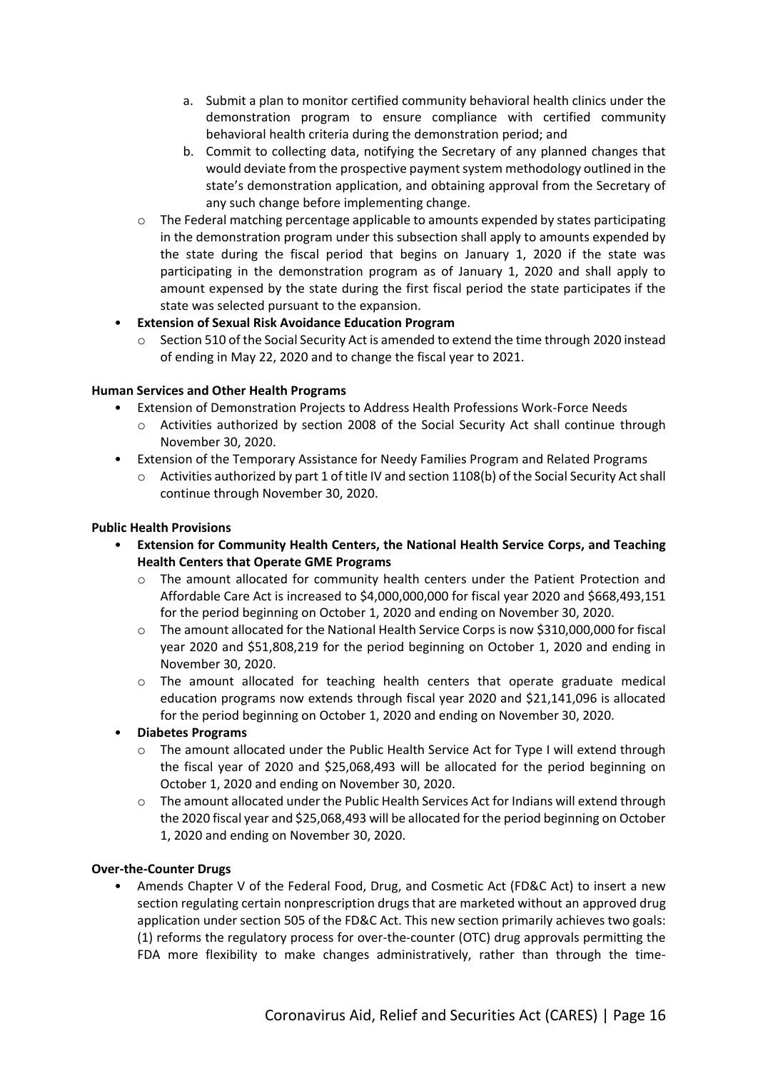a. Submit a plan to monitor certified community behavioral health clinics under the demonstration program to ensure compliance with certified community behavioral health criteria during the demonstration period; and
   b. Commit to collecting data, notifying the Secretary of any planned changes that would deviate from the prospective payment system methodology outlined in the state's demonstration application, and obtaining approval from the Secretary of any such change before implementing change.
  - The Federal matching percentage applicable to amounts expended by states participating in the demonstration program under this subsection shall apply to amounts expended by the state during the fiscal period that begins on January 1, 2020 if the state was participating in the demonstration program as of January 1, 2020 and shall apply to amount expensed by the state during the first fiscal period the state participates if the state was selected pursuant to the expansion.
- **Extension of Sexual Risk Avoidance Education Program**
  - Section 510 of the Social Security Act is amended to extend the time through 2020 instead of ending in May 22, 2020 and to change the fiscal year to 2021.

**Human Services and Other Health Programs**

- Extension of Demonstration Projects to Address Health Professions Work-Force Needs
  - Activities authorized by section 2008 of the Social Security Act shall continue through November 30, 2020.
- Extension of the Temporary Assistance for Needy Families Program and Related Programs
  - Activities authorized by part 1 of title IV and section 1108(b) of the Social Security Act shall continue through November 30, 2020.

**Public Health Provisions**

- **Extension for Community Health Centers, the National Health Service Corps, and Teaching Health Centers that Operate GME Programs**
  - The amount allocated for community health centers under the Patient Protection and Affordable Care Act is increased to $4,000,000,000 for fiscal year 2020 and $668,493,151 for the period beginning on October 1, 2020 and ending on November 30, 2020.
  - The amount allocated for the National Health Service Corps is now $310,000,000 for fiscal year 2020 and $51,808,219 for the period beginning on October 1, 2020 and ending in November 30, 2020.
  - The amount allocated for teaching health centers that operate graduate medical education programs now extends through fiscal year 2020 and $21,141,096 is allocated for the period beginning on October 1, 2020 and ending on November 30, 2020.
- **Diabetes Programs**
  - The amount allocated under the Public Health Service Act for Type I will extend through the fiscal year of 2020 and $25,068,493 will be allocated for the period beginning on October 1, 2020 and ending on November 30, 2020.
  - The amount allocated under the Public Health Services Act for Indians will extend through the 2020 fiscal year and $25,068,493 will be allocated for the period beginning on October 1, 2020 and ending on November 30, 2020.

**Over-the-Counter Drugs**

- Amends Chapter V of the Federal Food, Drug, and Cosmetic Act (FD&C Act) to insert a new section regulating certain nonprescription drugs that are marketed without an approved drug application under section 505 of the FD&C Act. This new section primarily achieves two goals: (1) reforms the regulatory process for over-the-counter (OTC) drug approvals permitting the FDA more flexibility to make changes administratively, rather than through the time-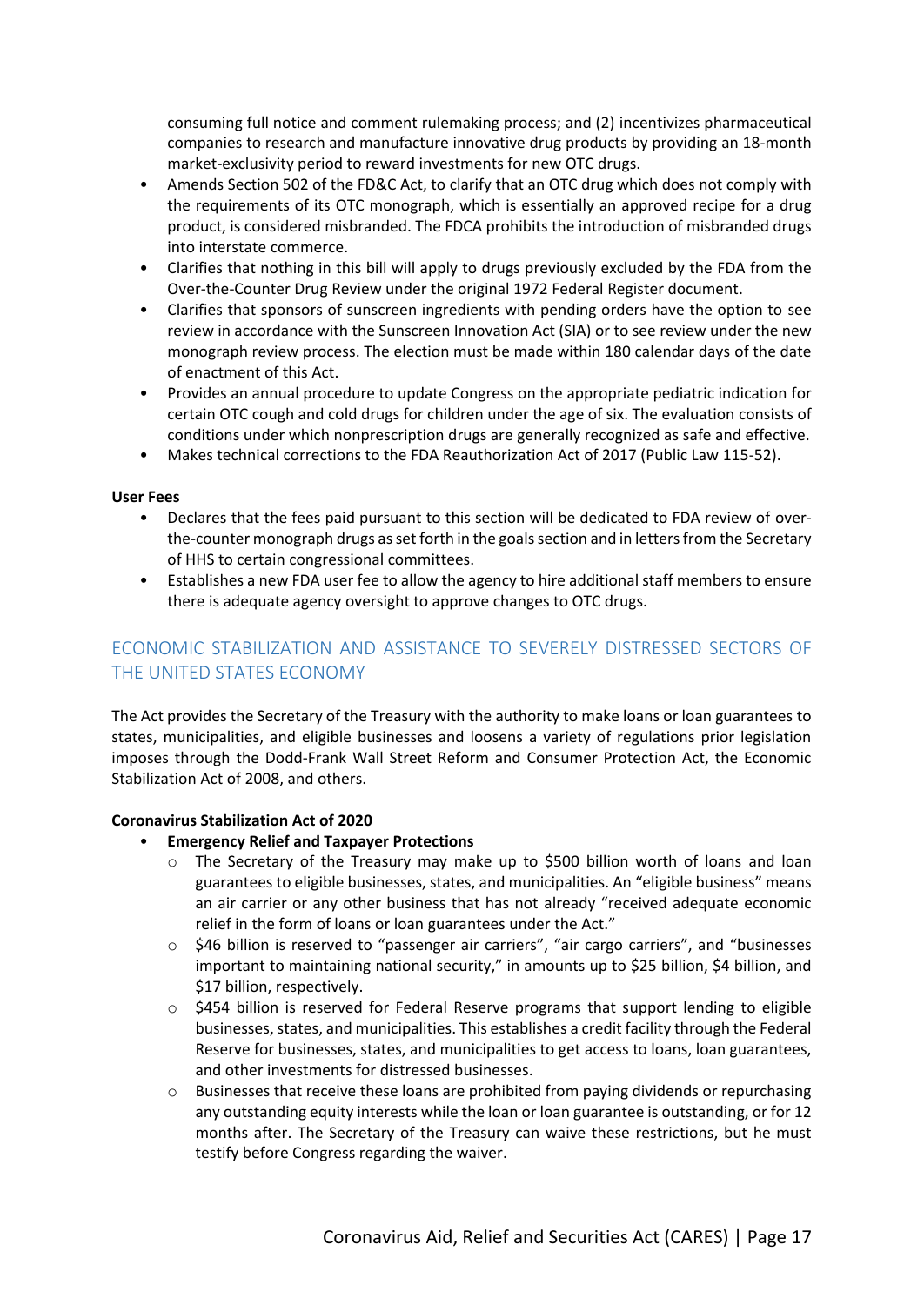consuming full notice and comment rulemaking process; and (2) incentivizes pharmaceutical companies to research and manufacture innovative drug products by providing an 18-month market-exclusivity period to reward investments for new OTC drugs.

- Amends Section 502 of the FD&C Act, to clarify that an OTC drug which does not comply with the requirements of its OTC monograph, which is essentially an approved recipe for a drug product, is considered misbranded. The FDCA prohibits the introduction of misbranded drugs into interstate commerce.
- Clarifies that nothing in this bill will apply to drugs previously excluded by the FDA from the Over-the-Counter Drug Review under the original 1972 Federal Register document.
- Clarifies that sponsors of sunscreen ingredients with pending orders have the option to see review in accordance with the Sunscreen Innovation Act (SIA) or to see review under the new monograph review process. The election must be made within 180 calendar days of the date of enactment of this Act.
- Provides an annual procedure to update Congress on the appropriate pediatric indication for certain OTC cough and cold drugs for children under the age of six. The evaluation consists of conditions under which nonprescription drugs are generally recognized as safe and effective.
- Makes technical corrections to the FDA Reauthorization Act of 2017 (Public Law 115-52).

**User Fees**

- Declares that the fees paid pursuant to this section will be dedicated to FDA review of over-the-counter monograph drugs as set forth in the goals section and in letters from the Secretary of HHS to certain congressional committees.
- Establishes a new FDA user fee to allow the agency to hire additional staff members to ensure there is adequate agency oversight to approve changes to OTC drugs.

## ECONOMIC STABILIZATION AND ASSISTANCE TO SEVERELY DISTRESSED SECTORS OF THE UNITED STATES ECONOMY

The Act provides the Secretary of the Treasury with the authority to make loans or loan guarantees to states, municipalities, and eligible businesses and loosens a variety of regulations prior legislation imposes through the Dodd-Frank Wall Street Reform and Consumer Protection Act, the Economic Stabilization Act of 2008, and others.

**Coronavirus Stabilization Act of 2020**

- **Emergency Relief and Taxpayer Protections**
  - The Secretary of the Treasury may make up to $500 billion worth of loans and loan guarantees to eligible businesses, states, and municipalities. An "eligible business" means an air carrier or any other business that has not already "received adequate economic relief in the form of loans or loan guarantees under the Act."
  - $46 billion is reserved to "passenger air carriers", "air cargo carriers", and "businesses important to maintaining national security," in amounts up to $25 billion, $4 billion, and $17 billion, respectively.
  - $454 billion is reserved for Federal Reserve programs that support lending to eligible businesses, states, and municipalities. This establishes a credit facility through the Federal Reserve for businesses, states, and municipalities to get access to loans, loan guarantees, and other investments for distressed businesses.
  - Businesses that receive these loans are prohibited from paying dividends or repurchasing any outstanding equity interests while the loan or loan guarantee is outstanding, or for 12 months after. The Secretary of the Treasury can waive these restrictions, but he must testify before Congress regarding the waiver.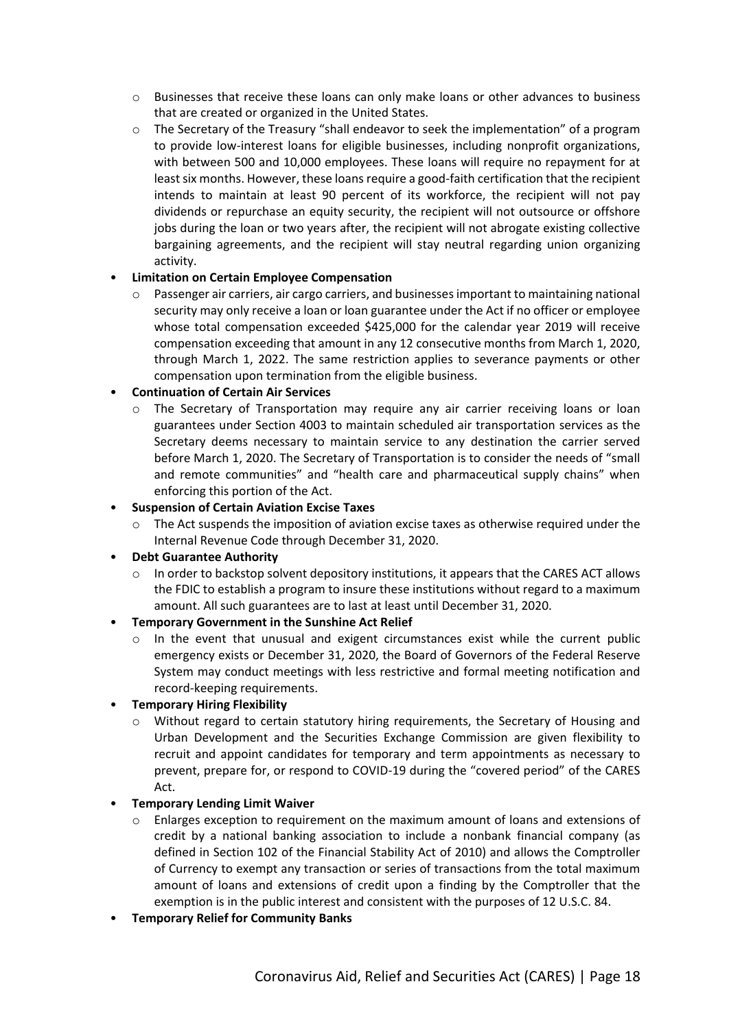- Businesses that receive these loans can only make loans or other advances to business that are created or organized in the United States.
  - The Secretary of the Treasury "shall endeavor to seek the implementation" of a program to provide low-interest loans for eligible businesses, including nonprofit organizations, with between 500 and 10,000 employees. These loans will require no repayment for at least six months. However, these loans require a good-faith certification that the recipient intends to maintain at least 90 percent of its workforce, the recipient will not pay dividends or repurchase an equity security, the recipient will not outsource or offshore jobs during the loan or two years after, the recipient will not abrogate existing collective bargaining agreements, and the recipient will stay neutral regarding union organizing activity.
- **Limitation on Certain Employee Compensation**
  - Passenger air carriers, air cargo carriers, and businesses important to maintaining national security may only receive a loan or loan guarantee under the Act if no officer or employee whose total compensation exceeded $425,000 for the calendar year 2019 will receive compensation exceeding that amount in any 12 consecutive months from March 1, 2020, through March 1, 2022. The same restriction applies to severance payments or other compensation upon termination from the eligible business.
- **Continuation of Certain Air Services**
  - The Secretary of Transportation may require any air carrier receiving loans or loan guarantees under Section 4003 to maintain scheduled air transportation services as the Secretary deems necessary to maintain service to any destination the carrier served before March 1, 2020. The Secretary of Transportation is to consider the needs of "small and remote communities" and "health care and pharmaceutical supply chains" when enforcing this portion of the Act.
- **Suspension of Certain Aviation Excise Taxes**
  - The Act suspends the imposition of aviation excise taxes as otherwise required under the Internal Revenue Code through December 31, 2020.
- **Debt Guarantee Authority**
  - In order to backstop solvent depository institutions, it appears that the CARES ACT allows the FDIC to establish a program to insure these institutions without regard to a maximum amount. All such guarantees are to last at least until December 31, 2020.
- **Temporary Government in the Sunshine Act Relief**
  - In the event that unusual and exigent circumstances exist while the current public emergency exists or December 31, 2020, the Board of Governors of the Federal Reserve System may conduct meetings with less restrictive and formal meeting notification and record-keeping requirements.
- **Temporary Hiring Flexibility**
  - Without regard to certain statutory hiring requirements, the Secretary of Housing and Urban Development and the Securities Exchange Commission are given flexibility to recruit and appoint candidates for temporary and term appointments as necessary to prevent, prepare for, or respond to COVID-19 during the "covered period" of the CARES Act.
- **Temporary Lending Limit Waiver**
  - Enlarges exception to requirement on the maximum amount of loans and extensions of credit by a national banking association to include a nonbank financial company (as defined in Section 102 of the Financial Stability Act of 2010) and allows the Comptroller of Currency to exempt any transaction or series of transactions from the total maximum amount of loans and extensions of credit upon a finding by the Comptroller that the exemption is in the public interest and consistent with the purposes of 12 U.S.C. 84.
- **Temporary Relief for Community Banks**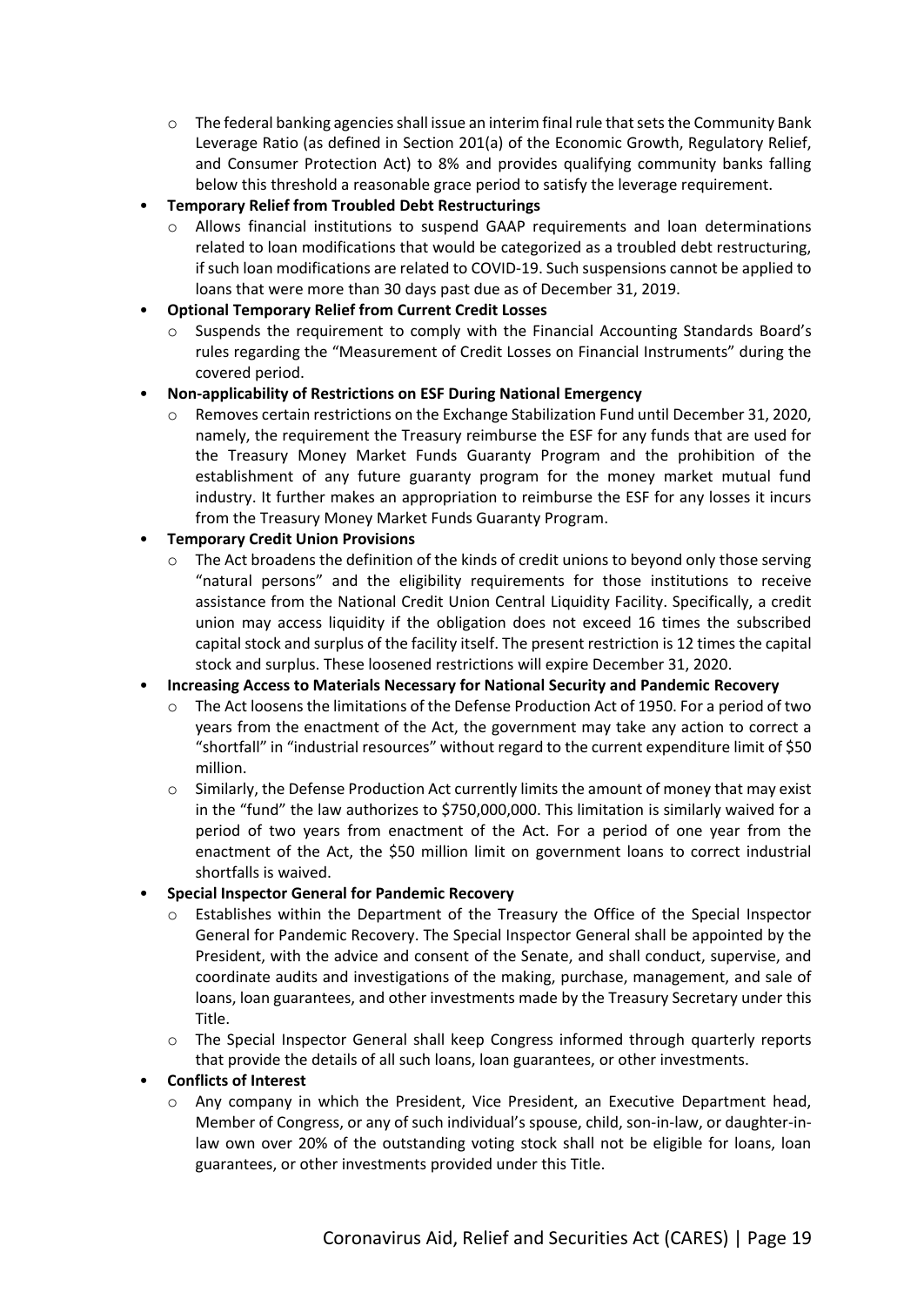- The federal banking agencies shall issue an interim final rule that sets the Community Bank Leverage Ratio (as defined in Section 201(a) of the Economic Growth, Regulatory Relief, and Consumer Protection Act) to 8% and provides qualifying community banks falling below this threshold a reasonable grace period to satisfy the leverage requirement.

- **Temporary Relief from Troubled Debt Restructurings**
  - Allows financial institutions to suspend GAAP requirements and loan determinations related to loan modifications that would be categorized as a troubled debt restructuring, if such loan modifications are related to COVID-19. Such suspensions cannot be applied to loans that were more than 30 days past due as of December 31, 2019.
- **Optional Temporary Relief from Current Credit Losses**
  - Suspends the requirement to comply with the Financial Accounting Standards Board's rules regarding the "Measurement of Credit Losses on Financial Instruments" during the covered period.
- **Non-applicability of Restrictions on ESF During National Emergency**
  - Removes certain restrictions on the Exchange Stabilization Fund until December 31, 2020, namely, the requirement the Treasury reimburse the ESF for any funds that are used for the Treasury Money Market Funds Guaranty Program and the prohibition of the establishment of any future guaranty program for the money market mutual fund industry. It further makes an appropriation to reimburse the ESF for any losses it incurs from the Treasury Money Market Funds Guaranty Program.
- **Temporary Credit Union Provisions**
  - The Act broadens the definition of the kinds of credit unions to beyond only those serving "natural persons" and the eligibility requirements for those institutions to receive assistance from the National Credit Union Central Liquidity Facility. Specifically, a credit union may access liquidity if the obligation does not exceed 16 times the subscribed capital stock and surplus of the facility itself. The present restriction is 12 times the capital stock and surplus. These loosened restrictions will expire December 31, 2020.
- **Increasing Access to Materials Necessary for National Security and Pandemic Recovery**
  - The Act loosens the limitations of the Defense Production Act of 1950. For a period of two years from the enactment of the Act, the government may take any action to correct a "shortfall" in "industrial resources" without regard to the current expenditure limit of $50 million.
  - Similarly, the Defense Production Act currently limits the amount of money that may exist in the "fund" the law authorizes to $750,000,000. This limitation is similarly waived for a period of two years from enactment of the Act. For a period of one year from the enactment of the Act, the $50 million limit on government loans to correct industrial shortfalls is waived.
- **Special Inspector General for Pandemic Recovery**
  - Establishes within the Department of the Treasury the Office of the Special Inspector General for Pandemic Recovery. The Special Inspector General shall be appointed by the President, with the advice and consent of the Senate, and shall conduct, supervise, and coordinate audits and investigations of the making, purchase, management, and sale of loans, loan guarantees, and other investments made by the Treasury Secretary under this Title.
  - The Special Inspector General shall keep Congress informed through quarterly reports that provide the details of all such loans, loan guarantees, or other investments.
- **Conflicts of Interest**
  - Any company in which the President, Vice President, an Executive Department head, Member of Congress, or any of such individual's spouse, child, son-in-law, or daughter-in-law own over 20% of the outstanding voting stock shall not be eligible for loans, loan guarantees, or other investments provided under this Title.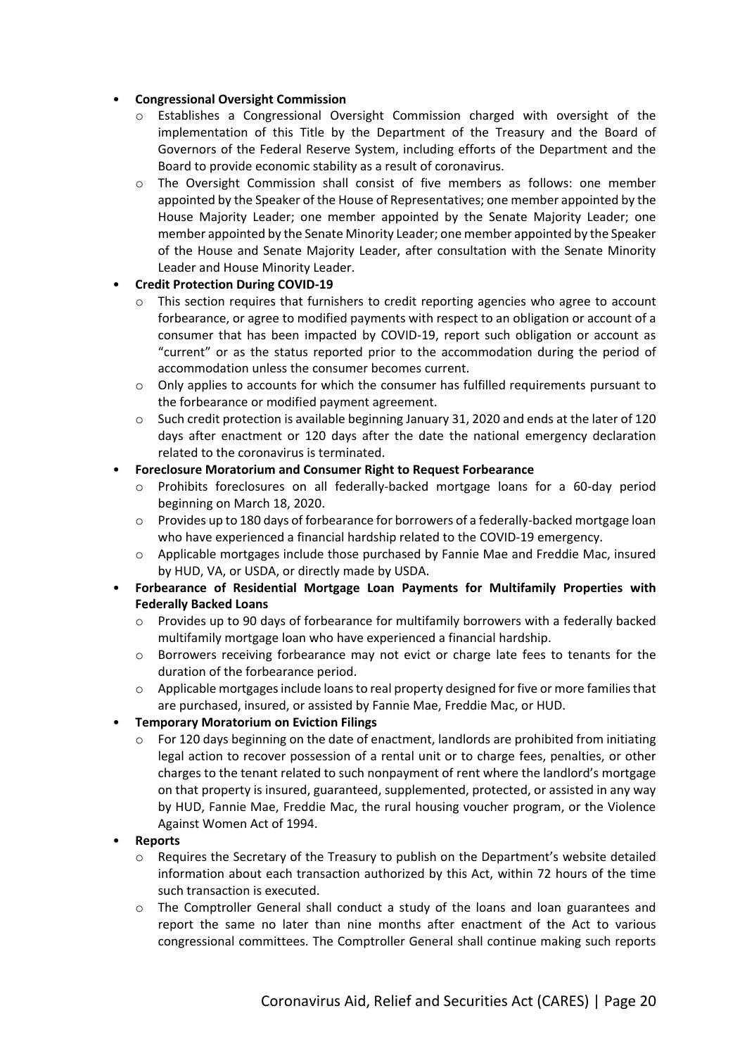- **Congressional Oversight Commission**
  - Establishes a Congressional Oversight Commission charged with oversight of the implementation of this Title by the Department of the Treasury and the Board of Governors of the Federal Reserve System, including efforts of the Department and the Board to provide economic stability as a result of coronavirus.
  - The Oversight Commission shall consist of five members as follows: one member appointed by the Speaker of the House of Representatives; one member appointed by the House Majority Leader; one member appointed by the Senate Majority Leader; one member appointed by the Senate Minority Leader; one member appointed by the Speaker of the House and Senate Majority Leader, after consultation with the Senate Minority Leader and House Minority Leader.
- **Credit Protection During COVID-19**
  - This section requires that furnishers to credit reporting agencies who agree to account forbearance, or agree to modified payments with respect to an obligation or account of a consumer that has been impacted by COVID-19, report such obligation or account as "current" or as the status reported prior to the accommodation during the period of accommodation unless the consumer becomes current.
  - Only applies to accounts for which the consumer has fulfilled requirements pursuant to the forbearance or modified payment agreement.
  - Such credit protection is available beginning January 31, 2020 and ends at the later of 120 days after enactment or 120 days after the date the national emergency declaration related to the coronavirus is terminated.
- **Foreclosure Moratorium and Consumer Right to Request Forbearance**
  - Prohibits foreclosures on all federally-backed mortgage loans for a 60-day period beginning on March 18, 2020.
  - Provides up to 180 days of forbearance for borrowers of a federally-backed mortgage loan who have experienced a financial hardship related to the COVID-19 emergency.
  - Applicable mortgages include those purchased by Fannie Mae and Freddie Mac, insured by HUD, VA, or USDA, or directly made by USDA.
- **Forbearance of Residential Mortgage Loan Payments for Multifamily Properties with Federally Backed Loans**
  - Provides up to 90 days of forbearance for multifamily borrowers with a federally backed multifamily mortgage loan who have experienced a financial hardship.
  - Borrowers receiving forbearance may not evict or charge late fees to tenants for the duration of the forbearance period.
  - Applicable mortgages include loans to real property designed for five or more families that are purchased, insured, or assisted by Fannie Mae, Freddie Mac, or HUD.
- **Temporary Moratorium on Eviction Filings**
  - For 120 days beginning on the date of enactment, landlords are prohibited from initiating legal action to recover possession of a rental unit or to charge fees, penalties, or other charges to the tenant related to such nonpayment of rent where the landlord's mortgage on that property is insured, guaranteed, supplemented, protected, or assisted in any way by HUD, Fannie Mae, Freddie Mac, the rural housing voucher program, or the Violence Against Women Act of 1994.
- **Reports**
  - Requires the Secretary of the Treasury to publish on the Department's website detailed information about each transaction authorized by this Act, within 72 hours of the time such transaction is executed.
  - The Comptroller General shall conduct a study of the loans and loan guarantees and report the same no later than nine months after enactment of the Act to various congressional committees. The Comptroller General shall continue making such reports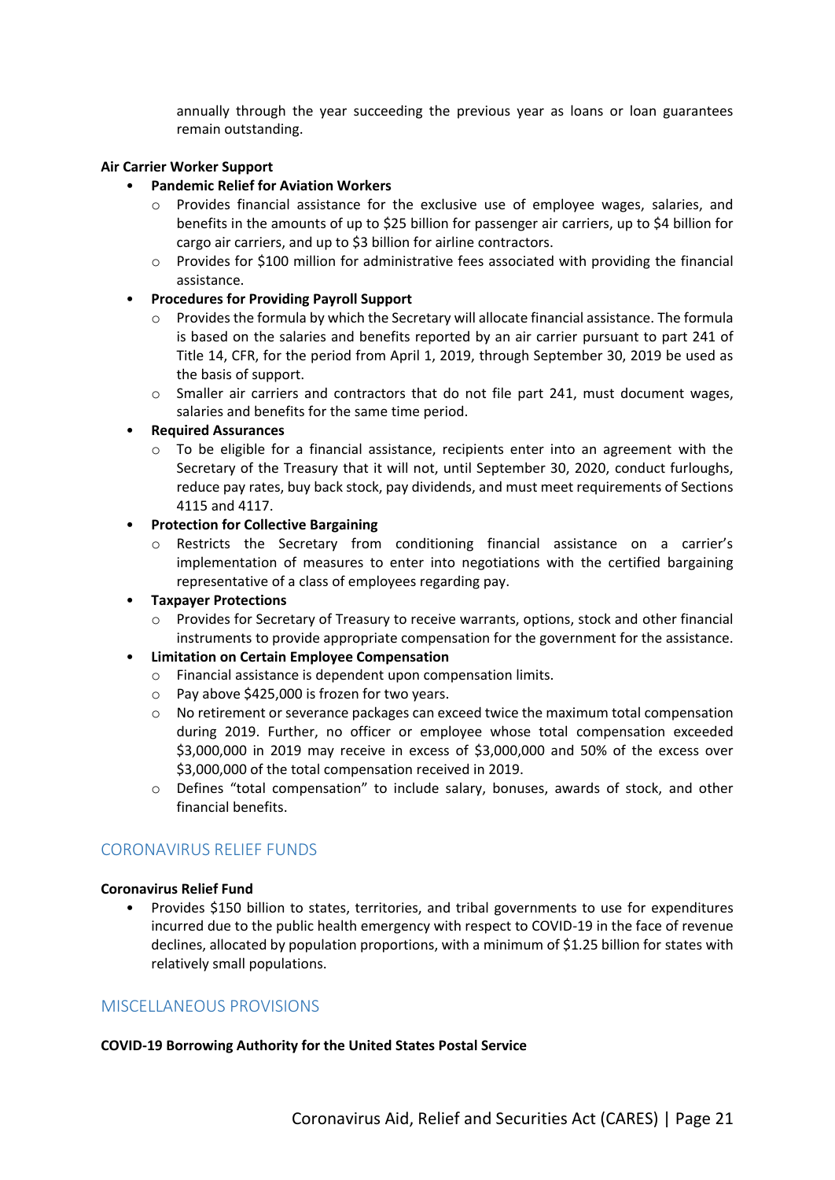annually through the year succeeding the previous year as loans or loan guarantees remain outstanding.

**Air Carrier Worker Support**

- **Pandemic Relief for Aviation Workers**
  - Provides financial assistance for the exclusive use of employee wages, salaries, and benefits in the amounts of up to $25 billion for passenger air carriers, up to $4 billion for cargo air carriers, and up to $3 billion for airline contractors.
  - Provides for $100 million for administrative fees associated with providing the financial assistance.
- **Procedures for Providing Payroll Support**
  - Provides the formula by which the Secretary will allocate financial assistance. The formula is based on the salaries and benefits reported by an air carrier pursuant to part 241 of Title 14, CFR, for the period from April 1, 2019, through September 30, 2019 be used as the basis of support.
  - Smaller air carriers and contractors that do not file part 241, must document wages, salaries and benefits for the same time period.
- **Required Assurances**
  - To be eligible for a financial assistance, recipients enter into an agreement with the Secretary of the Treasury that it will not, until September 30, 2020, conduct furloughs, reduce pay rates, buy back stock, pay dividends, and must meet requirements of Sections 4115 and 4117.
- **Protection for Collective Bargaining**
  - Restricts the Secretary from conditioning financial assistance on a carrier's implementation of measures to enter into negotiations with the certified bargaining representative of a class of employees regarding pay.
- **Taxpayer Protections**
  - Provides for Secretary of Treasury to receive warrants, options, stock and other financial instruments to provide appropriate compensation for the government for the assistance.
- **Limitation on Certain Employee Compensation**
  - Financial assistance is dependent upon compensation limits.
  - Pay above $425,000 is frozen for two years.
  - No retirement or severance packages can exceed twice the maximum total compensation during 2019. Further, no officer or employee whose total compensation exceeded $3,000,000 in 2019 may receive in excess of $3,000,000 and 50% of the excess over $3,000,000 of the total compensation received in 2019.
  - Defines "total compensation" to include salary, bonuses, awards of stock, and other financial benefits.

## CORONAVIRUS RELIEF FUNDS

**Coronavirus Relief Fund**

- Provides $150 billion to states, territories, and tribal governments to use for expenditures incurred due to the public health emergency with respect to COVID-19 in the face of revenue declines, allocated by population proportions, with a minimum of $1.25 billion for states with relatively small populations.

## MISCELLANEOUS PROVISIONS

**COVID-19 Borrowing Authority for the United States Postal Service**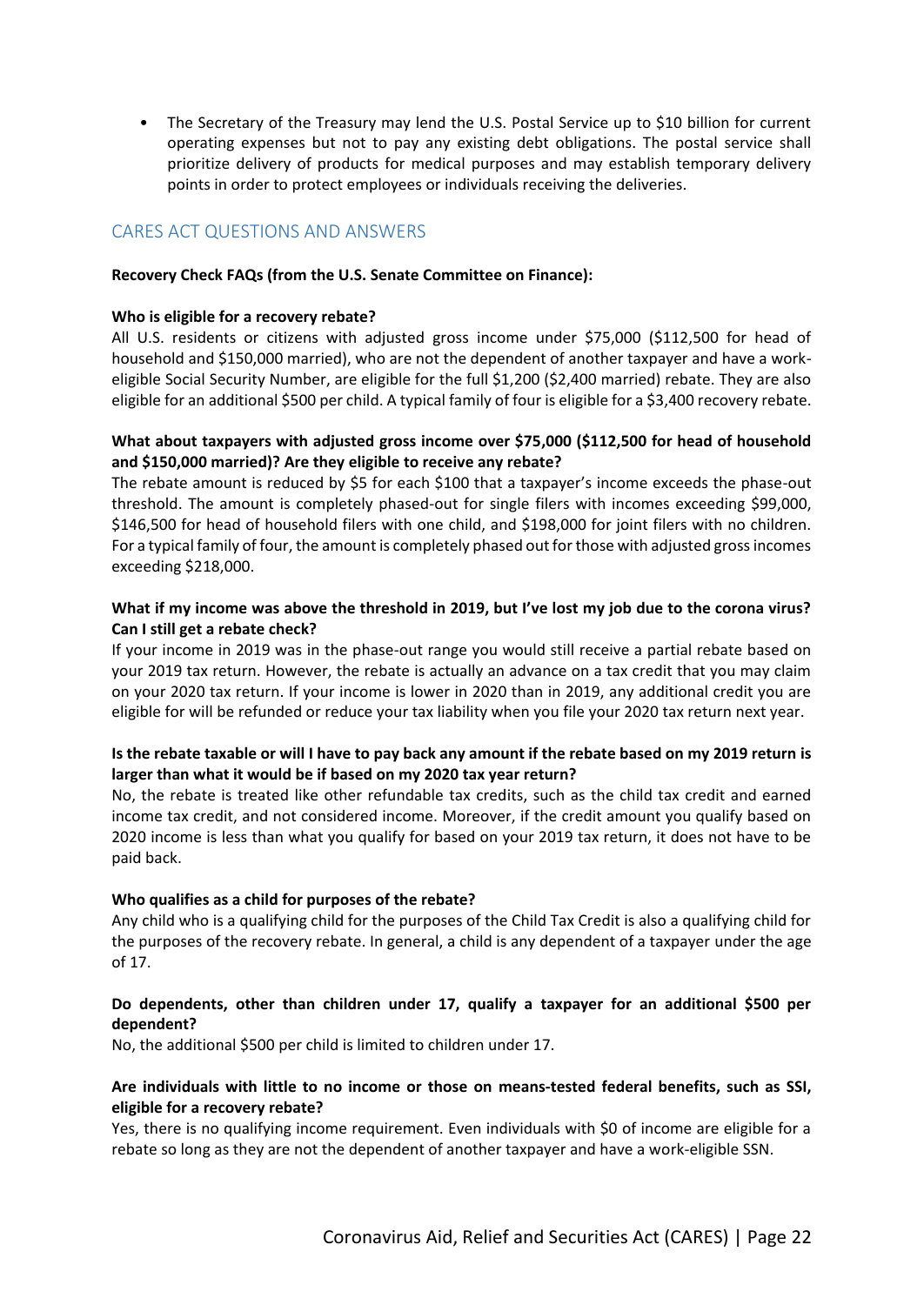- The Secretary of the Treasury may lend the U.S. Postal Service up to $10 billion for current operating expenses but not to pay any existing debt obligations. The postal service shall prioritize delivery of products for medical purposes and may establish temporary delivery points in order to protect employees or individuals receiving the deliveries.

## CARES ACT QUESTIONS AND ANSWERS

**Recovery Check FAQs (from the U.S. Senate Committee on Finance):**

**Who is eligible for a recovery rebate?**

All U.S. residents or citizens with adjusted gross income under $75,000 ($112,500 for head of household and $150,000 married), who are not the dependent of another taxpayer and have a work-eligible Social Security Number, are eligible for the full $1,200 ($2,400 married) rebate. They are also eligible for an additional $500 per child. A typical family of four is eligible for a $3,400 recovery rebate.

**What about taxpayers with adjusted gross income over $75,000 ($112,500 for head of household and $150,000 married)? Are they eligible to receive any rebate?**

The rebate amount is reduced by $5 for each $100 that a taxpayer's income exceeds the phase-out threshold. The amount is completely phased-out for single filers with incomes exceeding $99,000, $146,500 for head of household filers with one child, and $198,000 for joint filers with no children. For a typical family of four, the amount is completely phased out for those with adjusted gross incomes exceeding $218,000.

**What if my income was above the threshold in 2019, but I've lost my job due to the corona virus? Can I still get a rebate check?**

If your income in 2019 was in the phase-out range you would still receive a partial rebate based on your 2019 tax return. However, the rebate is actually an advance on a tax credit that you may claim on your 2020 tax return. If your income is lower in 2020 than in 2019, any additional credit you are eligible for will be refunded or reduce your tax liability when you file your 2020 tax return next year.

**Is the rebate taxable or will I have to pay back any amount if the rebate based on my 2019 return is larger than what it would be if based on my 2020 tax year return?**

No, the rebate is treated like other refundable tax credits, such as the child tax credit and earned income tax credit, and not considered income. Moreover, if the credit amount you qualify based on 2020 income is less than what you qualify for based on your 2019 tax return, it does not have to be paid back.

**Who qualifies as a child for purposes of the rebate?**

Any child who is a qualifying child for the purposes of the Child Tax Credit is also a qualifying child for the purposes of the recovery rebate. In general, a child is any dependent of a taxpayer under the age of 17.

**Do dependents, other than children under 17, qualify a taxpayer for an additional $500 per dependent?**

No, the additional $500 per child is limited to children under 17.

**Are individuals with little to no income or those on means-tested federal benefits, such as SSI, eligible for a recovery rebate?**

Yes, there is no qualifying income requirement. Even individuals with $0 of income are eligible for a rebate so long as they are not the dependent of another taxpayer and have a work-eligible SSN.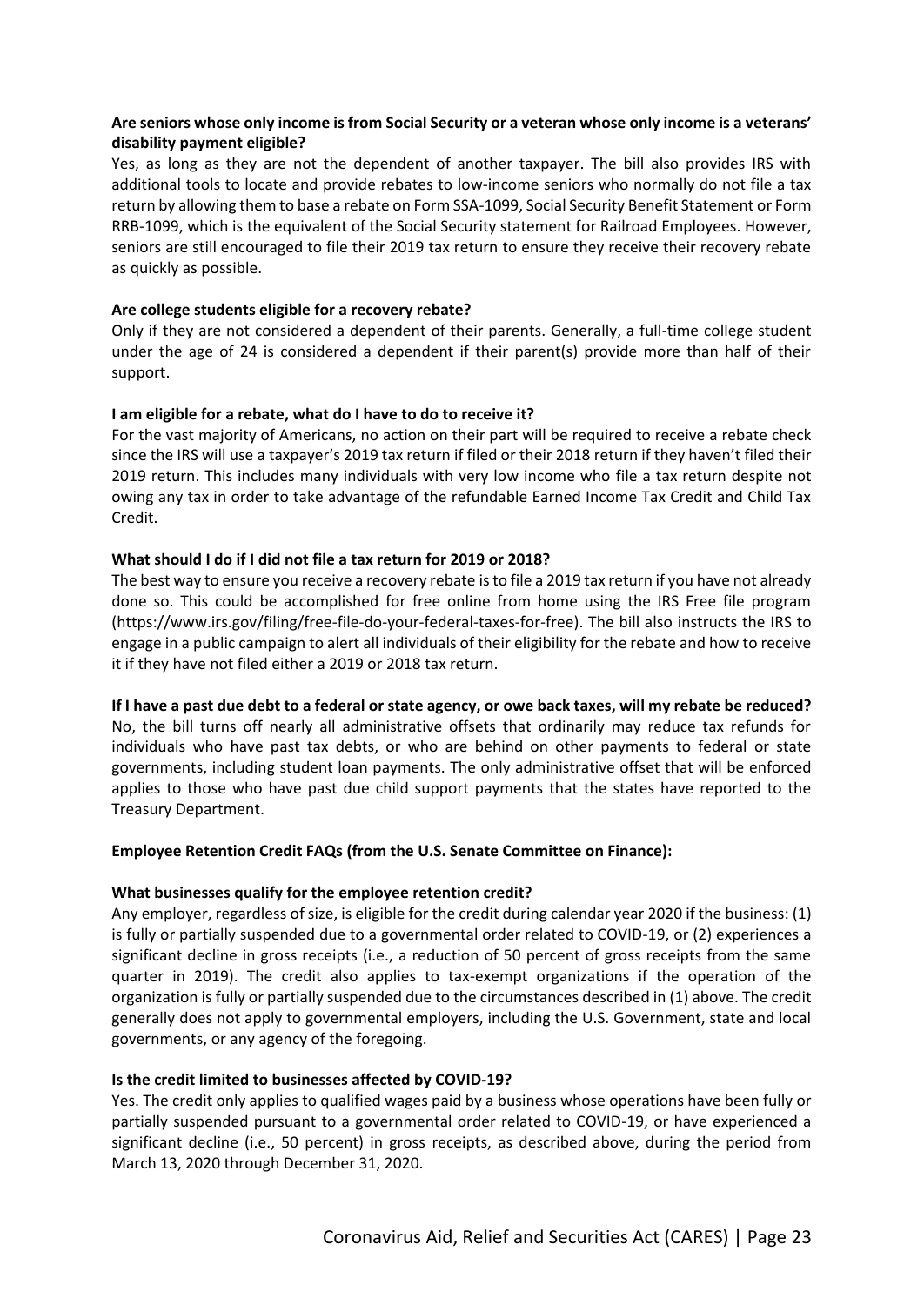**Are seniors whose only income is from Social Security or a veteran whose only income is a veterans' disability payment eligible?**

Yes, as long as they are not the dependent of another taxpayer. The bill also provides IRS with additional tools to locate and provide rebates to low-income seniors who normally do not file a tax return by allowing them to base a rebate on Form SSA-1099, Social Security Benefit Statement or Form RRB-1099, which is the equivalent of the Social Security statement for Railroad Employees. However, seniors are still encouraged to file their 2019 tax return to ensure they receive their recovery rebate as quickly as possible.

**Are college students eligible for a recovery rebate?**

Only if they are not considered a dependent of their parents. Generally, a full-time college student under the age of 24 is considered a dependent if their parent(s) provide more than half of their support.

**I am eligible for a rebate, what do I have to do to receive it?**

For the vast majority of Americans, no action on their part will be required to receive a rebate check since the IRS will use a taxpayer's 2019 tax return if filed or their 2018 return if they haven't filed their 2019 return. This includes many individuals with very low income who file a tax return despite not owing any tax in order to take advantage of the refundable Earned Income Tax Credit and Child Tax Credit.

**What should I do if I did not file a tax return for 2019 or 2018?**

The best way to ensure you receive a recovery rebate is to file a 2019 tax return if you have not already done so. This could be accomplished for free online from home using the IRS Free file program (https://www.irs.gov/filing/free-file-do-your-federal-taxes-for-free). The bill also instructs the IRS to engage in a public campaign to alert all individuals of their eligibility for the rebate and how to receive it if they have not filed either a 2019 or 2018 tax return.

**If I have a past due debt to a federal or state agency, or owe back taxes, will my rebate be reduced?**

No, the bill turns off nearly all administrative offsets that ordinarily may reduce tax refunds for individuals who have past tax debts, or who are behind on other payments to federal or state governments, including student loan payments. The only administrative offset that will be enforced applies to those who have past due child support payments that the states have reported to the Treasury Department.

**Employee Retention Credit FAQs (from the U.S. Senate Committee on Finance):**

**What businesses qualify for the employee retention credit?**

Any employer, regardless of size, is eligible for the credit during calendar year 2020 if the business: (1) is fully or partially suspended due to a governmental order related to COVID-19, or (2) experiences a significant decline in gross receipts (i.e., a reduction of 50 percent of gross receipts from the same quarter in 2019). The credit also applies to tax-exempt organizations if the operation of the organization is fully or partially suspended due to the circumstances described in (1) above. The credit generally does not apply to governmental employers, including the U.S. Government, state and local governments, or any agency of the foregoing.

**Is the credit limited to businesses affected by COVID-19?**

Yes. The credit only applies to qualified wages paid by a business whose operations have been fully or partially suspended pursuant to a governmental order related to COVID-19, or have experienced a significant decline (i.e., 50 percent) in gross receipts, as described above, during the period from March 13, 2020 through December 31, 2020.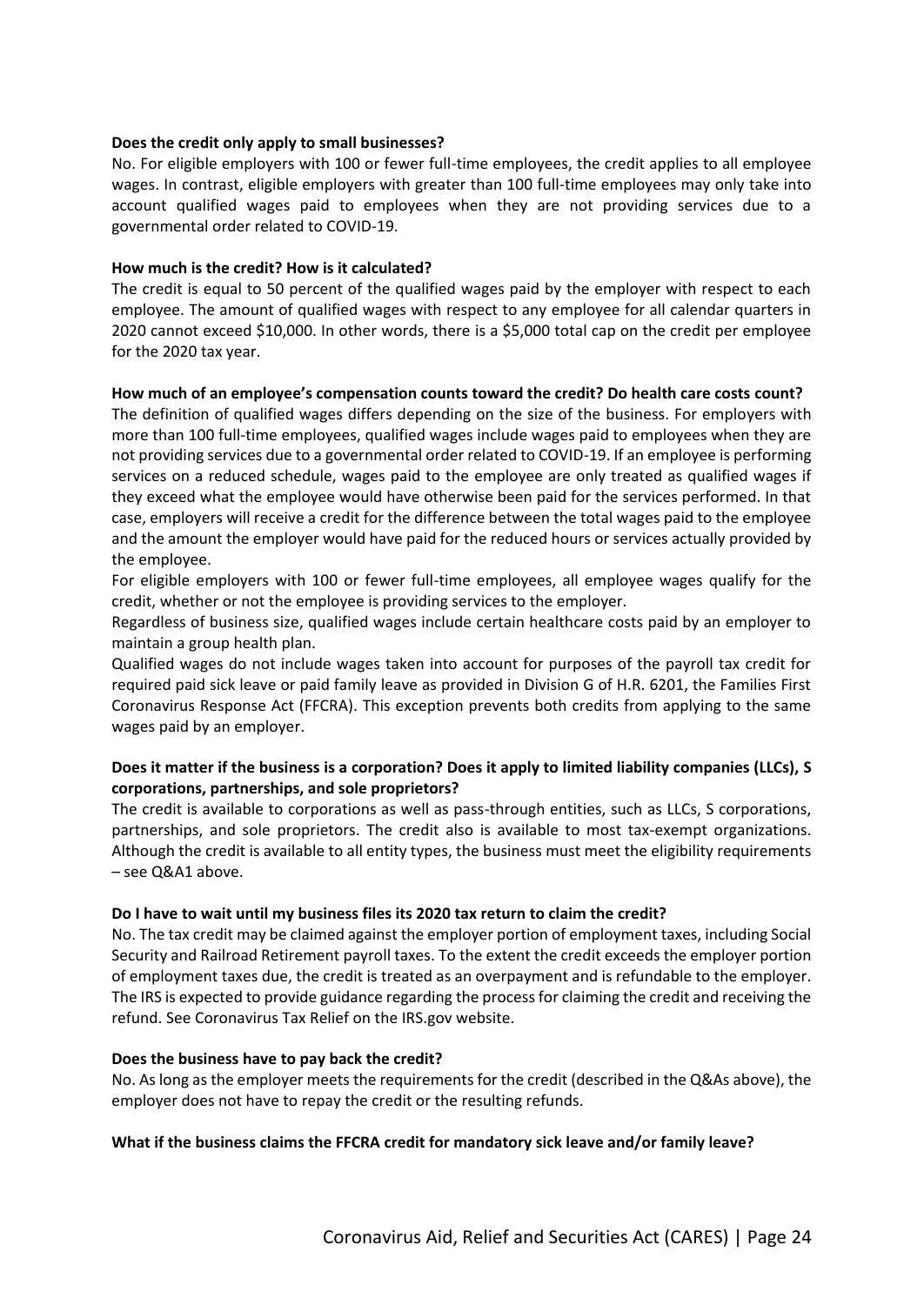**Does the credit only apply to small businesses?**

No. For eligible employers with 100 or fewer full-time employees, the credit applies to all employee wages. In contrast, eligible employers with greater than 100 full-time employees may only take into account qualified wages paid to employees when they are not providing services due to a governmental order related to COVID-19.

**How much is the credit? How is it calculated?**

The credit is equal to 50 percent of the qualified wages paid by the employer with respect to each employee. The amount of qualified wages with respect to any employee for all calendar quarters in 2020 cannot exceed $10,000. In other words, there is a $5,000 total cap on the credit per employee for the 2020 tax year.

**How much of an employee's compensation counts toward the credit? Do health care costs count?**

The definition of qualified wages differs depending on the size of the business. For employers with more than 100 full-time employees, qualified wages include wages paid to employees when they are not providing services due to a governmental order related to COVID-19. If an employee is performing services on a reduced schedule, wages paid to the employee are only treated as qualified wages if they exceed what the employee would have otherwise been paid for the services performed. In that case, employers will receive a credit for the difference between the total wages paid to the employee and the amount the employer would have paid for the reduced hours or services actually provided by the employee.

For eligible employers with 100 or fewer full-time employees, all employee wages qualify for the credit, whether or not the employee is providing services to the employer.

Regardless of business size, qualified wages include certain healthcare costs paid by an employer to maintain a group health plan.

Qualified wages do not include wages taken into account for purposes of the payroll tax credit for required paid sick leave or paid family leave as provided in Division G of H.R. 6201, the Families First Coronavirus Response Act (FFCRA). This exception prevents both credits from applying to the same wages paid by an employer.

**Does it matter if the business is a corporation? Does it apply to limited liability companies (LLCs), S corporations, partnerships, and sole proprietors?**

The credit is available to corporations as well as pass-through entities, such as LLCs, S corporations, partnerships, and sole proprietors. The credit also is available to most tax-exempt organizations. Although the credit is available to all entity types, the business must meet the eligibility requirements – see Q&A1 above.

**Do I have to wait until my business files its 2020 tax return to claim the credit?**

No. The tax credit may be claimed against the employer portion of employment taxes, including Social Security and Railroad Retirement payroll taxes. To the extent the credit exceeds the employer portion of employment taxes due, the credit is treated as an overpayment and is refundable to the employer. The IRS is expected to provide guidance regarding the process for claiming the credit and receiving the refund. See Coronavirus Tax Relief on the IRS.gov website.

**Does the business have to pay back the credit?**

No. As long as the employer meets the requirements for the credit (described in the Q&As above), the employer does not have to repay the credit or the resulting refunds.

**What if the business claims the FFCRA credit for mandatory sick leave and/or family leave?**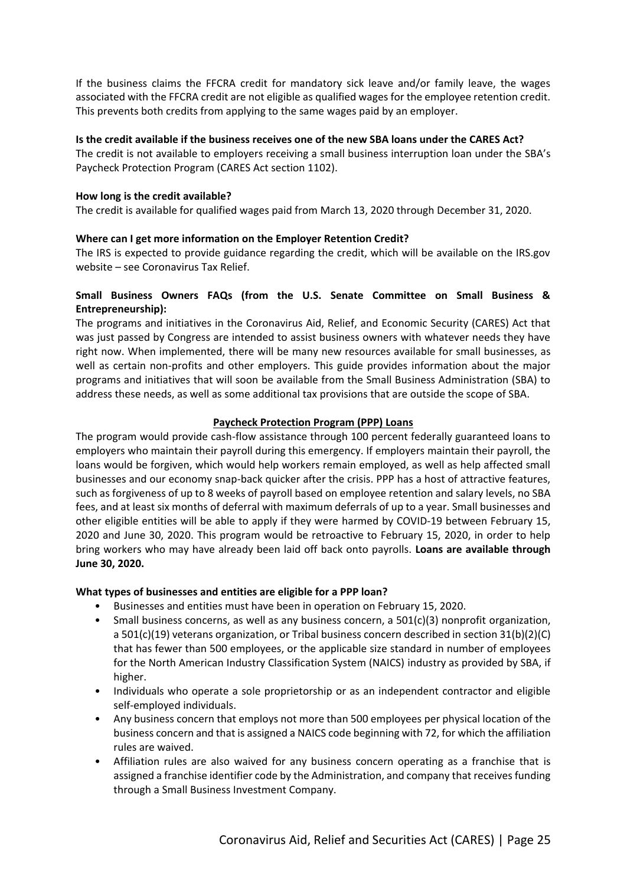If the business claims the FFCRA credit for mandatory sick leave and/or family leave, the wages associated with the FFCRA credit are not eligible as qualified wages for the employee retention credit. This prevents both credits from applying to the same wages paid by an employer.

**Is the credit available if the business receives one of the new SBA loans under the CARES Act?**

The credit is not available to employers receiving a small business interruption loan under the SBA's Paycheck Protection Program (CARES Act section 1102).

**How long is the credit available?**

The credit is available for qualified wages paid from March 13, 2020 through December 31, 2020.

**Where can I get more information on the Employer Retention Credit?**

The IRS is expected to provide guidance regarding the credit, which will be available on the IRS.gov website – see Coronavirus Tax Relief.

**Small Business Owners FAQs (from the U.S. Senate Committee on Small Business & Entrepreneurship):**

The programs and initiatives in the Coronavirus Aid, Relief, and Economic Security (CARES) Act that was just passed by Congress are intended to assist business owners with whatever needs they have right now. When implemented, there will be many new resources available for small businesses, as well as certain non-profits and other employers. This guide provides information about the major programs and initiatives that will soon be available from the Small Business Administration (SBA) to address these needs, as well as some additional tax provisions that are outside the scope of SBA.

## Paycheck Protection Program (PPP) Loans

The program would provide cash-flow assistance through 100 percent federally guaranteed loans to employers who maintain their payroll during this emergency. If employers maintain their payroll, the loans would be forgiven, which would help workers remain employed, as well as help affected small businesses and our economy snap-back quicker after the crisis. PPP has a host of attractive features, such as forgiveness of up to 8 weeks of payroll based on employee retention and salary levels, no SBA fees, and at least six months of deferral with maximum deferrals of up to a year. Small businesses and other eligible entities will be able to apply if they were harmed by COVID-19 between February 15, 2020 and June 30, 2020. This program would be retroactive to February 15, 2020, in order to help bring workers who may have already been laid off back onto payrolls. **Loans are available through June 30, 2020.**

**What types of businesses and entities are eligible for a PPP loan?**

- Businesses and entities must have been in operation on February 15, 2020.
- Small business concerns, as well as any business concern, a 501(c)(3) nonprofit organization, a 501(c)(19) veterans organization, or Tribal business concern described in section 31(b)(2)(C) that has fewer than 500 employees, or the applicable size standard in number of employees for the North American Industry Classification System (NAICS) industry as provided by SBA, if higher.
- Individuals who operate a sole proprietorship or as an independent contractor and eligible self-employed individuals.
- Any business concern that employs not more than 500 employees per physical location of the business concern and that is assigned a NAICS code beginning with 72, for which the affiliation rules are waived.
- Affiliation rules are also waived for any business concern operating as a franchise that is assigned a franchise identifier code by the Administration, and company that receives funding through a Small Business Investment Company.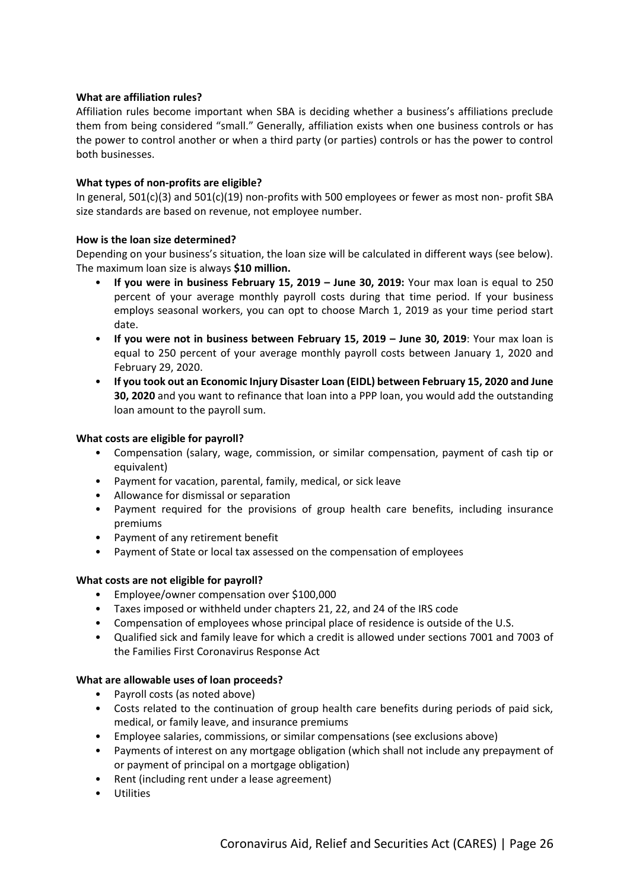**What are affiliation rules?**

Affiliation rules become important when SBA is deciding whether a business's affiliations preclude them from being considered "small." Generally, affiliation exists when one business controls or has the power to control another or when a third party (or parties) controls or has the power to control both businesses.

**What types of non-profits are eligible?**

In general, 501(c)(3) and 501(c)(19) non-profits with 500 employees or fewer as most non- profit SBA size standards are based on revenue, not employee number.

**How is the loan size determined?**

Depending on your business's situation, the loan size will be calculated in different ways (see below). The maximum loan size is always **$10 million.**

- **If you were in business February 15, 2019 – June 30, 2019:** Your max loan is equal to 250 percent of your average monthly payroll costs during that time period. If your business employs seasonal workers, you can opt to choose March 1, 2019 as your time period start date.
- **If you were not in business between February 15, 2019 – June 30, 2019**: Your max loan is equal to 250 percent of your average monthly payroll costs between January 1, 2020 and February 29, 2020.
- **If you took out an Economic Injury Disaster Loan (EIDL) between February 15, 2020 and June 30, 2020** and you want to refinance that loan into a PPP loan, you would add the outstanding loan amount to the payroll sum.

**What costs are eligible for payroll?**

- Compensation (salary, wage, commission, or similar compensation, payment of cash tip or equivalent)
- Payment for vacation, parental, family, medical, or sick leave
- Allowance for dismissal or separation
- Payment required for the provisions of group health care benefits, including insurance premiums
- Payment of any retirement benefit
- Payment of State or local tax assessed on the compensation of employees

**What costs are not eligible for payroll?**

- Employee/owner compensation over $100,000
- Taxes imposed or withheld under chapters 21, 22, and 24 of the IRS code
- Compensation of employees whose principal place of residence is outside of the U.S.
- Qualified sick and family leave for which a credit is allowed under sections 7001 and 7003 of the Families First Coronavirus Response Act

**What are allowable uses of loan proceeds?**

- Payroll costs (as noted above)
- Costs related to the continuation of group health care benefits during periods of paid sick, medical, or family leave, and insurance premiums
- Employee salaries, commissions, or similar compensations (see exclusions above)
- Payments of interest on any mortgage obligation (which shall not include any prepayment of or payment of principal on a mortgage obligation)
- Rent (including rent under a lease agreement)
- Utilities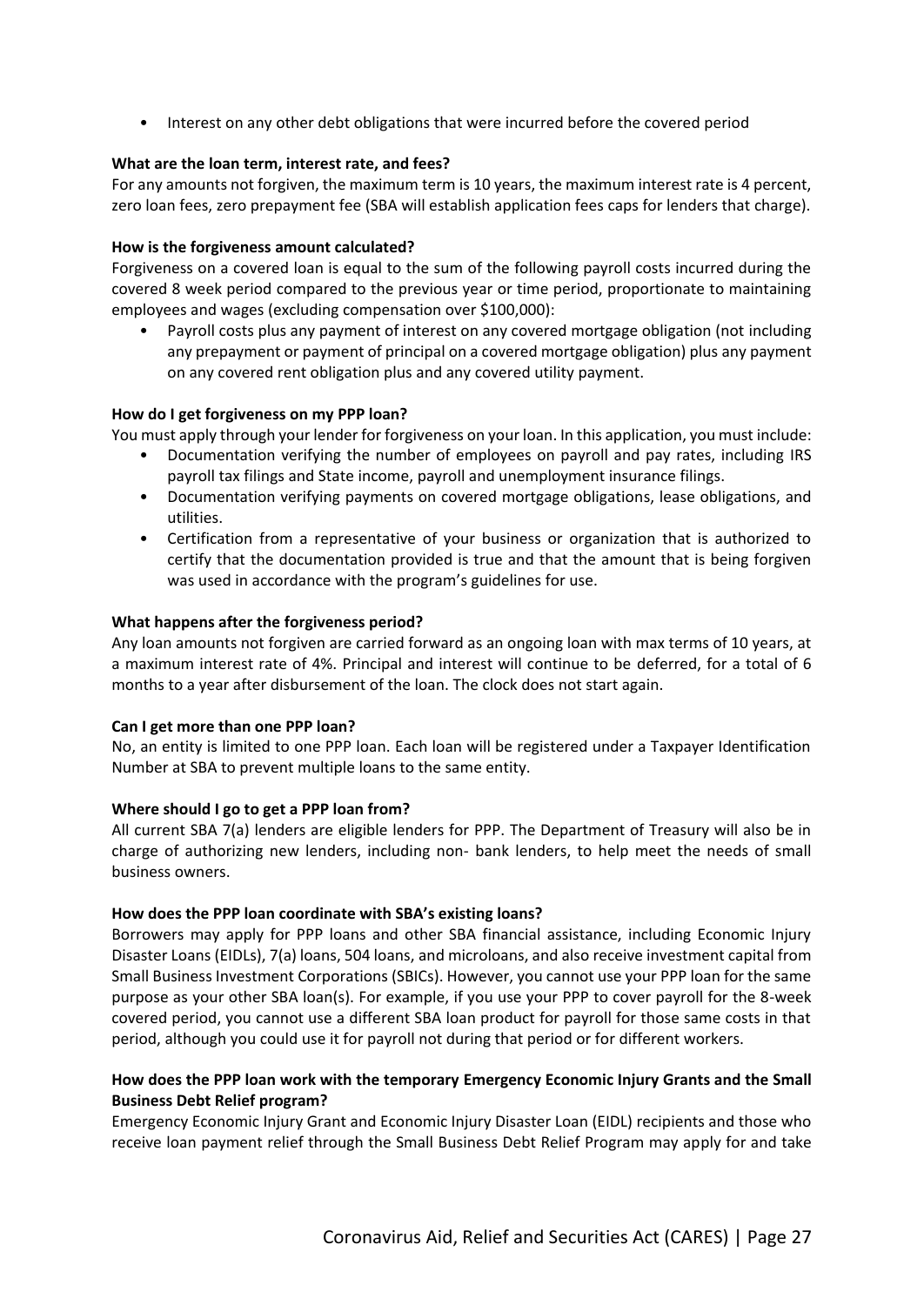- Interest on any other debt obligations that were incurred before the covered period

**What are the loan term, interest rate, and fees?**

For any amounts not forgiven, the maximum term is 10 years, the maximum interest rate is 4 percent, zero loan fees, zero prepayment fee (SBA will establish application fees caps for lenders that charge).

**How is the forgiveness amount calculated?**

Forgiveness on a covered loan is equal to the sum of the following payroll costs incurred during the covered 8 week period compared to the previous year or time period, proportionate to maintaining employees and wages (excluding compensation over $100,000):

- Payroll costs plus any payment of interest on any covered mortgage obligation (not including any prepayment or payment of principal on a covered mortgage obligation) plus any payment on any covered rent obligation plus and any covered utility payment.

**How do I get forgiveness on my PPP loan?**

You must apply through your lender for forgiveness on your loan. In this application, you must include:

- Documentation verifying the number of employees on payroll and pay rates, including IRS payroll tax filings and State income, payroll and unemployment insurance filings.
- Documentation verifying payments on covered mortgage obligations, lease obligations, and utilities.
- Certification from a representative of your business or organization that is authorized to certify that the documentation provided is true and that the amount that is being forgiven was used in accordance with the program's guidelines for use.

**What happens after the forgiveness period?**

Any loan amounts not forgiven are carried forward as an ongoing loan with max terms of 10 years, at a maximum interest rate of 4%. Principal and interest will continue to be deferred, for a total of 6 months to a year after disbursement of the loan. The clock does not start again.

**Can I get more than one PPP loan?**

No, an entity is limited to one PPP loan. Each loan will be registered under a Taxpayer Identification Number at SBA to prevent multiple loans to the same entity.

**Where should I go to get a PPP loan from?**

All current SBA 7(a) lenders are eligible lenders for PPP. The Department of Treasury will also be in charge of authorizing new lenders, including non- bank lenders, to help meet the needs of small business owners.

**How does the PPP loan coordinate with SBA's existing loans?**

Borrowers may apply for PPP loans and other SBA financial assistance, including Economic Injury Disaster Loans (EIDLs), 7(a) loans, 504 loans, and microloans, and also receive investment capital from Small Business Investment Corporations (SBICs). However, you cannot use your PPP loan for the same purpose as your other SBA loan(s). For example, if you use your PPP to cover payroll for the 8-week covered period, you cannot use a different SBA loan product for payroll for those same costs in that period, although you could use it for payroll not during that period or for different workers.

**How does the PPP loan work with the temporary Emergency Economic Injury Grants and the Small Business Debt Relief program?**

Emergency Economic Injury Grant and Economic Injury Disaster Loan (EIDL) recipients and those who receive loan payment relief through the Small Business Debt Relief Program may apply for and take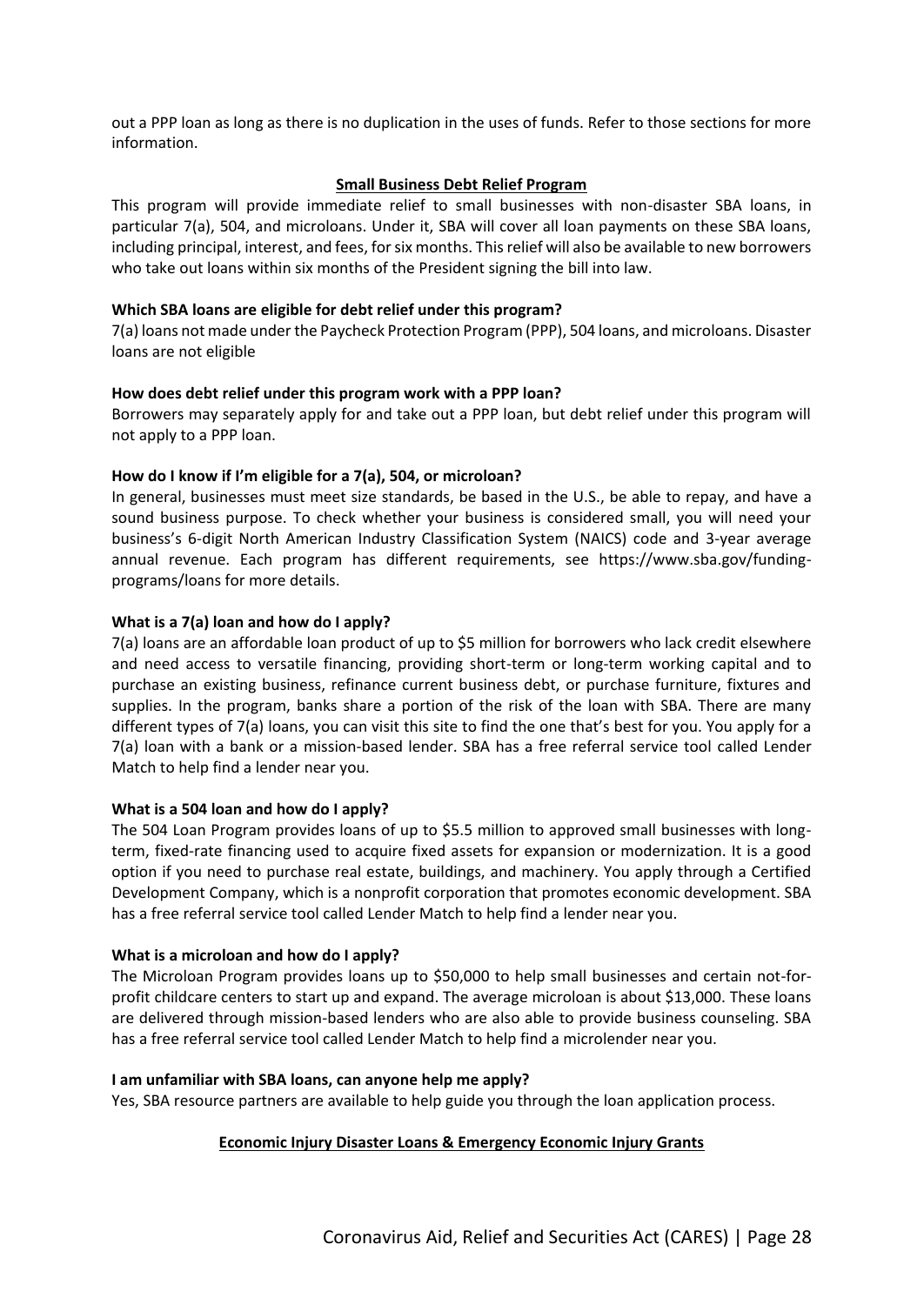out a PPP loan as long as there is no duplication in the uses of funds. Refer to those sections for more information.

## Small Business Debt Relief Program

This program will provide immediate relief to small businesses with non-disaster SBA loans, in particular 7(a), 504, and microloans. Under it, SBA will cover all loan payments on these SBA loans, including principal, interest, and fees, for six months. This relief will also be available to new borrowers who take out loans within six months of the President signing the bill into law.

**Which SBA loans are eligible for debt relief under this program?**

7(a) loans not made under the Paycheck Protection Program (PPP), 504 loans, and microloans. Disaster loans are not eligible

**How does debt relief under this program work with a PPP loan?**

Borrowers may separately apply for and take out a PPP loan, but debt relief under this program will not apply to a PPP loan.

**How do I know if I'm eligible for a 7(a), 504, or microloan?**

In general, businesses must meet size standards, be based in the U.S., be able to repay, and have a sound business purpose. To check whether your business is considered small, you will need your business's 6-digit North American Industry Classification System (NAICS) code and 3-year average annual revenue. Each program has different requirements, see https://www.sba.gov/funding-programs/loans for more details.

**What is a 7(a) loan and how do I apply?**

7(a) loans are an affordable loan product of up to $5 million for borrowers who lack credit elsewhere and need access to versatile financing, providing short-term or long-term working capital and to purchase an existing business, refinance current business debt, or purchase furniture, fixtures and supplies. In the program, banks share a portion of the risk of the loan with SBA. There are many different types of 7(a) loans, you can visit this site to find the one that's best for you. You apply for a 7(a) loan with a bank or a mission-based lender. SBA has a free referral service tool called Lender Match to help find a lender near you.

**What is a 504 loan and how do I apply?**

The 504 Loan Program provides loans of up to $5.5 million to approved small businesses with long-term, fixed-rate financing used to acquire fixed assets for expansion or modernization. It is a good option if you need to purchase real estate, buildings, and machinery. You apply through a Certified Development Company, which is a nonprofit corporation that promotes economic development. SBA has a free referral service tool called Lender Match to help find a lender near you.

**What is a microloan and how do I apply?**

The Microloan Program provides loans up to $50,000 to help small businesses and certain not-for-profit childcare centers to start up and expand. The average microloan is about $13,000. These loans are delivered through mission-based lenders who are also able to provide business counseling. SBA has a free referral service tool called Lender Match to help find a microlender near you.

**I am unfamiliar with SBA loans, can anyone help me apply?**

Yes, SBA resource partners are available to help guide you through the loan application process.

## Economic Injury Disaster Loans & Emergency Economic Injury Grants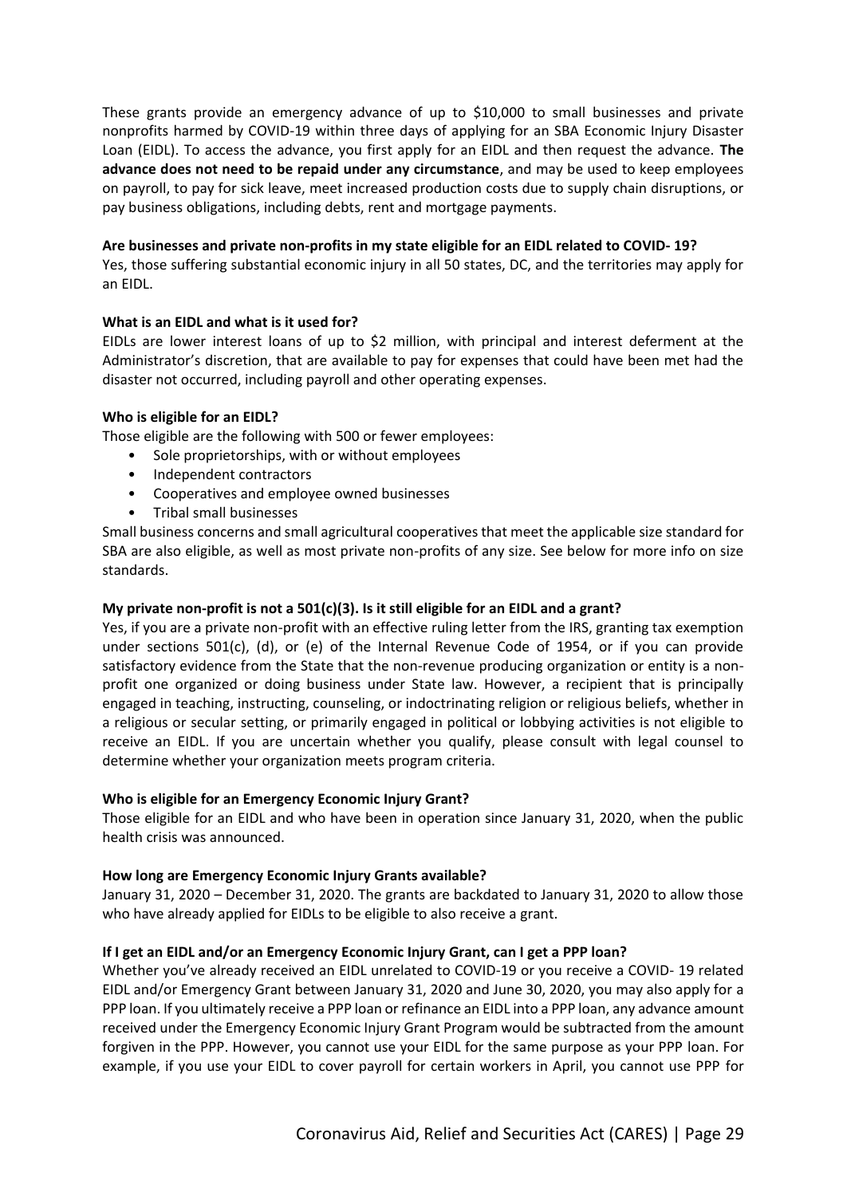These grants provide an emergency advance of up to $10,000 to small businesses and private nonprofits harmed by COVID-19 within three days of applying for an SBA Economic Injury Disaster Loan (EIDL). To access the advance, you first apply for an EIDL and then request the advance. **The advance does not need to be repaid under any circumstance**, and may be used to keep employees on payroll, to pay for sick leave, meet increased production costs due to supply chain disruptions, or pay business obligations, including debts, rent and mortgage payments.

**Are businesses and private non-profits in my state eligible for an EIDL related to COVID- 19?**
Yes, those suffering substantial economic injury in all 50 states, DC, and the territories may apply for an EIDL.

**What is an EIDL and what is it used for?**
EIDLs are lower interest loans of up to $2 million, with principal and interest deferment at the Administrator's discretion, that are available to pay for expenses that could have been met had the disaster not occurred, including payroll and other operating expenses.

**Who is eligible for an EIDL?**
Those eligible are the following with 500 or fewer employees:

- Sole proprietorships, with or without employees
- Independent contractors
- Cooperatives and employee owned businesses
- Tribal small businesses

Small business concerns and small agricultural cooperatives that meet the applicable size standard for SBA are also eligible, as well as most private non-profits of any size. See below for more info on size standards.

**My private non-profit is not a 501(c)(3). Is it still eligible for an EIDL and a grant?**
Yes, if you are a private non-profit with an effective ruling letter from the IRS, granting tax exemption under sections 501(c), (d), or (e) of the Internal Revenue Code of 1954, or if you can provide satisfactory evidence from the State that the non-revenue producing organization or entity is a non-profit one organized or doing business under State law. However, a recipient that is principally engaged in teaching, instructing, counseling, or indoctrinating religion or religious beliefs, whether in a religious or secular setting, or primarily engaged in political or lobbying activities is not eligible to receive an EIDL. If you are uncertain whether you qualify, please consult with legal counsel to determine whether your organization meets program criteria.

**Who is eligible for an Emergency Economic Injury Grant?**
Those eligible for an EIDL and who have been in operation since January 31, 2020, when the public health crisis was announced.

**How long are Emergency Economic Injury Grants available?**
January 31, 2020 – December 31, 2020. The grants are backdated to January 31, 2020 to allow those who have already applied for EIDLs to be eligible to also receive a grant.

**If I get an EIDL and/or an Emergency Economic Injury Grant, can I get a PPP loan?**
Whether you've already received an EIDL unrelated to COVID-19 or you receive a COVID- 19 related EIDL and/or Emergency Grant between January 31, 2020 and June 30, 2020, you may also apply for a PPP loan. If you ultimately receive a PPP loan or refinance an EIDL into a PPP loan, any advance amount received under the Emergency Economic Injury Grant Program would be subtracted from the amount forgiven in the PPP. However, you cannot use your EIDL for the same purpose as your PPP loan. For example, if you use your EIDL to cover payroll for certain workers in April, you cannot use PPP for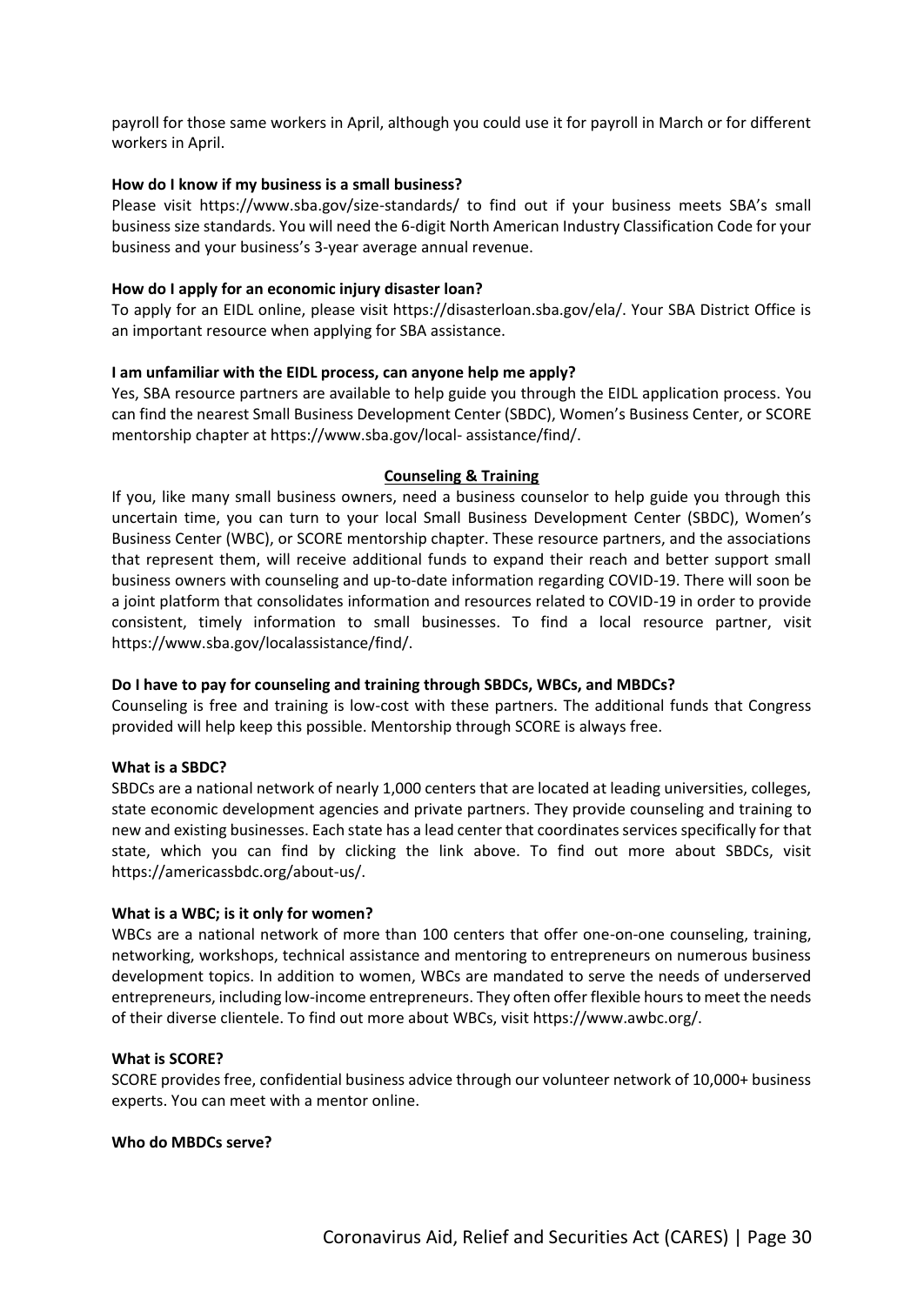payroll for those same workers in April, although you could use it for payroll in March or for different workers in April.

**How do I know if my business is a small business?**

Please visit https://www.sba.gov/size-standards/ to find out if your business meets SBA's small business size standards. You will need the 6-digit North American Industry Classification Code for your business and your business's 3-year average annual revenue.

**How do I apply for an economic injury disaster loan?**

To apply for an EIDL online, please visit https://disasterloan.sba.gov/ela/. Your SBA District Office is an important resource when applying for SBA assistance.

**I am unfamiliar with the EIDL process, can anyone help me apply?**

Yes, SBA resource partners are available to help guide you through the EIDL application process. You can find the nearest Small Business Development Center (SBDC), Women's Business Center, or SCORE mentorship chapter at https://www.sba.gov/local- assistance/find/.

## Counseling & Training

If you, like many small business owners, need a business counselor to help guide you through this uncertain time, you can turn to your local Small Business Development Center (SBDC), Women's Business Center (WBC), or SCORE mentorship chapter. These resource partners, and the associations that represent them, will receive additional funds to expand their reach and better support small business owners with counseling and up-to-date information regarding COVID-19. There will soon be a joint platform that consolidates information and resources related to COVID-19 in order to provide consistent, timely information to small businesses. To find a local resource partner, visit https://www.sba.gov/localassistance/find/.

**Do I have to pay for counseling and training through SBDCs, WBCs, and MBDCs?**

Counseling is free and training is low-cost with these partners. The additional funds that Congress provided will help keep this possible. Mentorship through SCORE is always free.

**What is a SBDC?**

SBDCs are a national network of nearly 1,000 centers that are located at leading universities, colleges, state economic development agencies and private partners. They provide counseling and training to new and existing businesses. Each state has a lead center that coordinates services specifically for that state, which you can find by clicking the link above. To find out more about SBDCs, visit https://americassbdc.org/about-us/.

**What is a WBC; is it only for women?**

WBCs are a national network of more than 100 centers that offer one-on-one counseling, training, networking, workshops, technical assistance and mentoring to entrepreneurs on numerous business development topics. In addition to women, WBCs are mandated to serve the needs of underserved entrepreneurs, including low-income entrepreneurs. They often offer flexible hours to meet the needs of their diverse clientele. To find out more about WBCs, visit https://www.awbc.org/.

**What is SCORE?**

SCORE provides free, confidential business advice through our volunteer network of 10,000+ business experts. You can meet with a mentor online.

**Who do MBDCs serve?**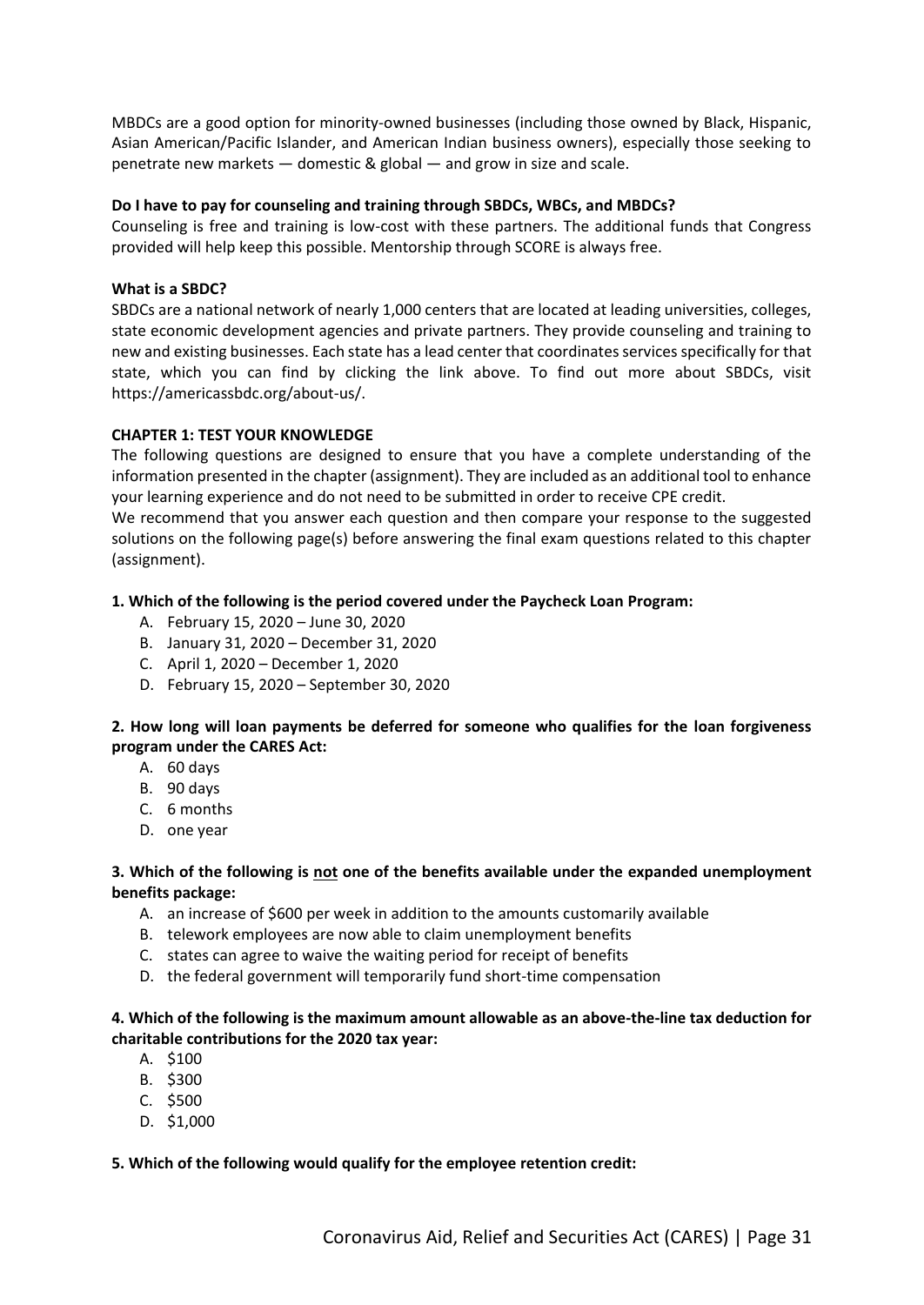MBDCs are a good option for minority-owned businesses (including those owned by Black, Hispanic, Asian American/Pacific Islander, and American Indian business owners), especially those seeking to penetrate new markets — domestic & global — and grow in size and scale.

**Do I have to pay for counseling and training through SBDCs, WBCs, and MBDCs?**

Counseling is free and training is low-cost with these partners. The additional funds that Congress provided will help keep this possible. Mentorship through SCORE is always free.

**What is a SBDC?**

SBDCs are a national network of nearly 1,000 centers that are located at leading universities, colleges, state economic development agencies and private partners. They provide counseling and training to new and existing businesses. Each state has a lead center that coordinates services specifically for that state, which you can find by clicking the link above. To find out more about SBDCs, visit https://americassbdc.org/about-us/.

**CHAPTER 1: TEST YOUR KNOWLEDGE**

The following questions are designed to ensure that you have a complete understanding of the information presented in the chapter (assignment). They are included as an additional tool to enhance your learning experience and do not need to be submitted in order to receive CPE credit.

We recommend that you answer each question and then compare your response to the suggested solutions on the following page(s) before answering the final exam questions related to this chapter (assignment).

**1. Which of the following is the period covered under the Paycheck Loan Program:**

A. February 15, 2020 – June 30, 2020
B. January 31, 2020 – December 31, 2020
C. April 1, 2020 – December 1, 2020
D. February 15, 2020 – September 30, 2020

**2. How long will loan payments be deferred for someone who qualifies for the loan forgiveness program under the CARES Act:**

A. 60 days
B. 90 days
C. 6 months
D. one year

**3. Which of the following is <u>not</u> one of the benefits available under the expanded unemployment benefits package:**

A. an increase of $600 per week in addition to the amounts customarily available
B. telework employees are now able to claim unemployment benefits
C. states can agree to waive the waiting period for receipt of benefits
D. the federal government will temporarily fund short-time compensation

**4. Which of the following is the maximum amount allowable as an above-the-line tax deduction for charitable contributions for the 2020 tax year:**

A. $100
B. $300
C. $500
D. $1,000

**5. Which of the following would qualify for the employee retention credit:**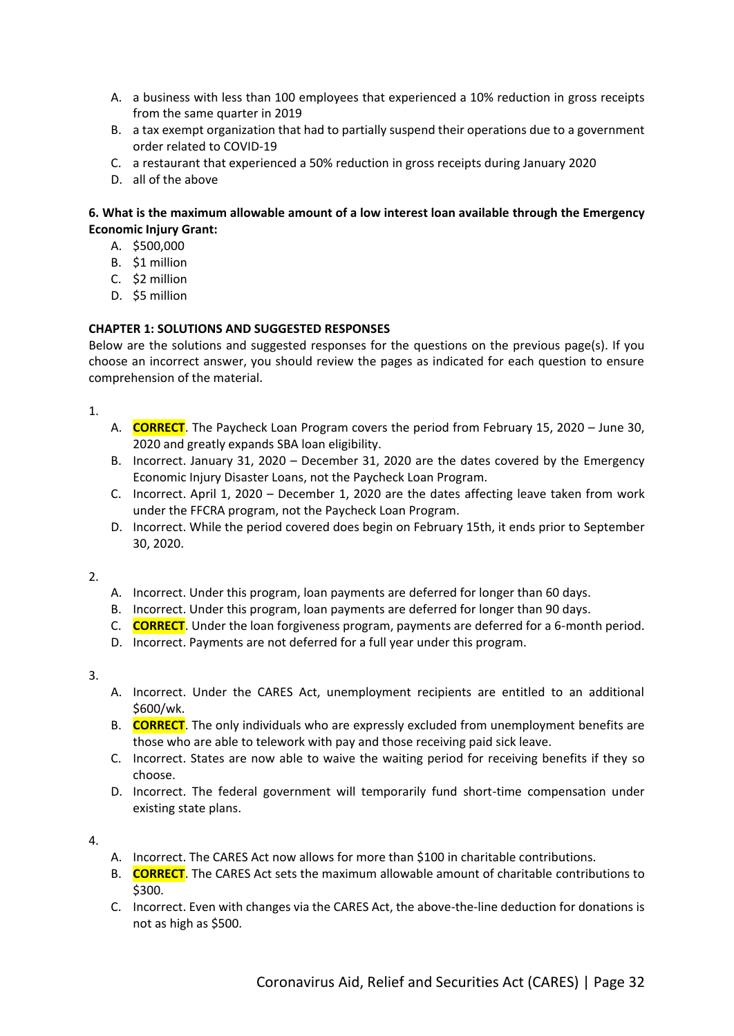A. a business with less than 100 employees that experienced a 10% reduction in gross receipts from the same quarter in 2019
B. a tax exempt organization that had to partially suspend their operations due to a government order related to COVID-19
C. a restaurant that experienced a 50% reduction in gross receipts during January 2020
D. all of the above

**6. What is the maximum allowable amount of a low interest loan available through the Emergency Economic Injury Grant:**

A. $500,000
B. $1 million
C. $2 million
D. $5 million

**CHAPTER 1: SOLUTIONS AND SUGGESTED RESPONSES**

Below are the solutions and suggested responses for the questions on the previous page(s). If you choose an incorrect answer, you should review the pages as indicated for each question to ensure comprehension of the material.

1.

A. **CORRECT**. The Paycheck Loan Program covers the period from February 15, 2020 – June 30, 2020 and greatly expands SBA loan eligibility.
B. Incorrect. January 31, 2020 – December 31, 2020 are the dates covered by the Emergency Economic Injury Disaster Loans, not the Paycheck Loan Program.
C. Incorrect. April 1, 2020 – December 1, 2020 are the dates affecting leave taken from work under the FFCRA program, not the Paycheck Loan Program.
D. Incorrect. While the period covered does begin on February 15th, it ends prior to September 30, 2020.

2.

A. Incorrect. Under this program, loan payments are deferred for longer than 60 days.
B. Incorrect. Under this program, loan payments are deferred for longer than 90 days.
C. **CORRECT**. Under the loan forgiveness program, payments are deferred for a 6-month period.
D. Incorrect. Payments are not deferred for a full year under this program.

3.

A. Incorrect. Under the CARES Act, unemployment recipients are entitled to an additional $600/wk.
B. **CORRECT**. The only individuals who are expressly excluded from unemployment benefits are those who are able to telework with pay and those receiving paid sick leave.
C. Incorrect. States are now able to waive the waiting period for receiving benefits if they so choose.
D. Incorrect. The federal government will temporarily fund short-time compensation under existing state plans.

4.

A. Incorrect. The CARES Act now allows for more than $100 in charitable contributions.
B. **CORRECT**. The CARES Act sets the maximum allowable amount of charitable contributions to $300.
C. Incorrect. Even with changes via the CARES Act, the above-the-line deduction for donations is not as high as $500.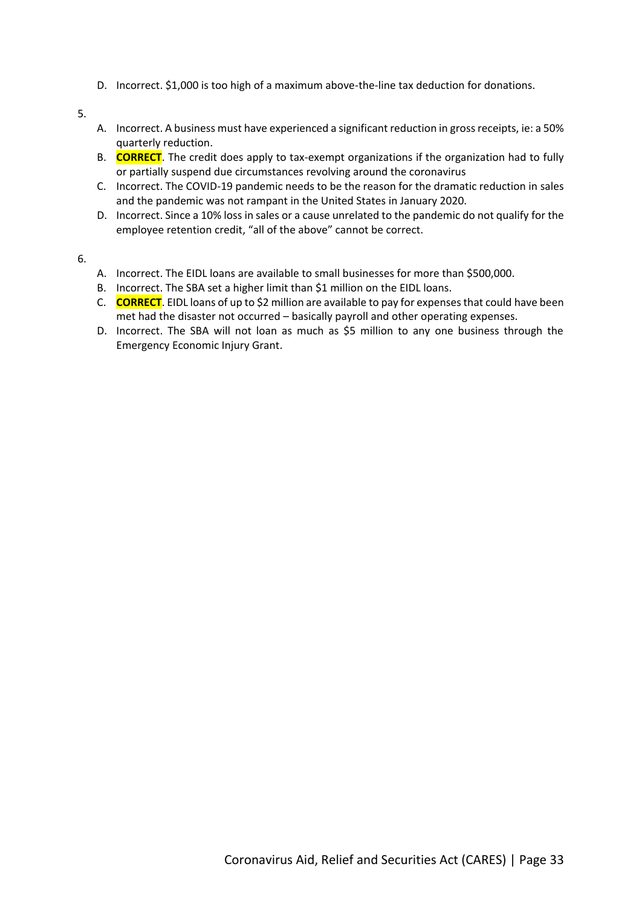D. Incorrect. $1,000 is too high of a maximum above-the-line tax deduction for donations.

5.

A. Incorrect. A business must have experienced a significant reduction in gross receipts, ie: a 50% quarterly reduction.

B. **CORRECT**. The credit does apply to tax-exempt organizations if the organization had to fully or partially suspend due circumstances revolving around the coronavirus

C. Incorrect. The COVID-19 pandemic needs to be the reason for the dramatic reduction in sales and the pandemic was not rampant in the United States in January 2020.

D. Incorrect. Since a 10% loss in sales or a cause unrelated to the pandemic do not qualify for the employee retention credit, "all of the above" cannot be correct.

6.

A. Incorrect. The EIDL loans are available to small businesses for more than $500,000.

B. Incorrect. The SBA set a higher limit than $1 million on the EIDL loans.

C. **CORRECT**. EIDL loans of up to $2 million are available to pay for expenses that could have been met had the disaster not occurred – basically payroll and other operating expenses.

D. Incorrect. The SBA will not loan as much as $5 million to any one business through the Emergency Economic Injury Grant.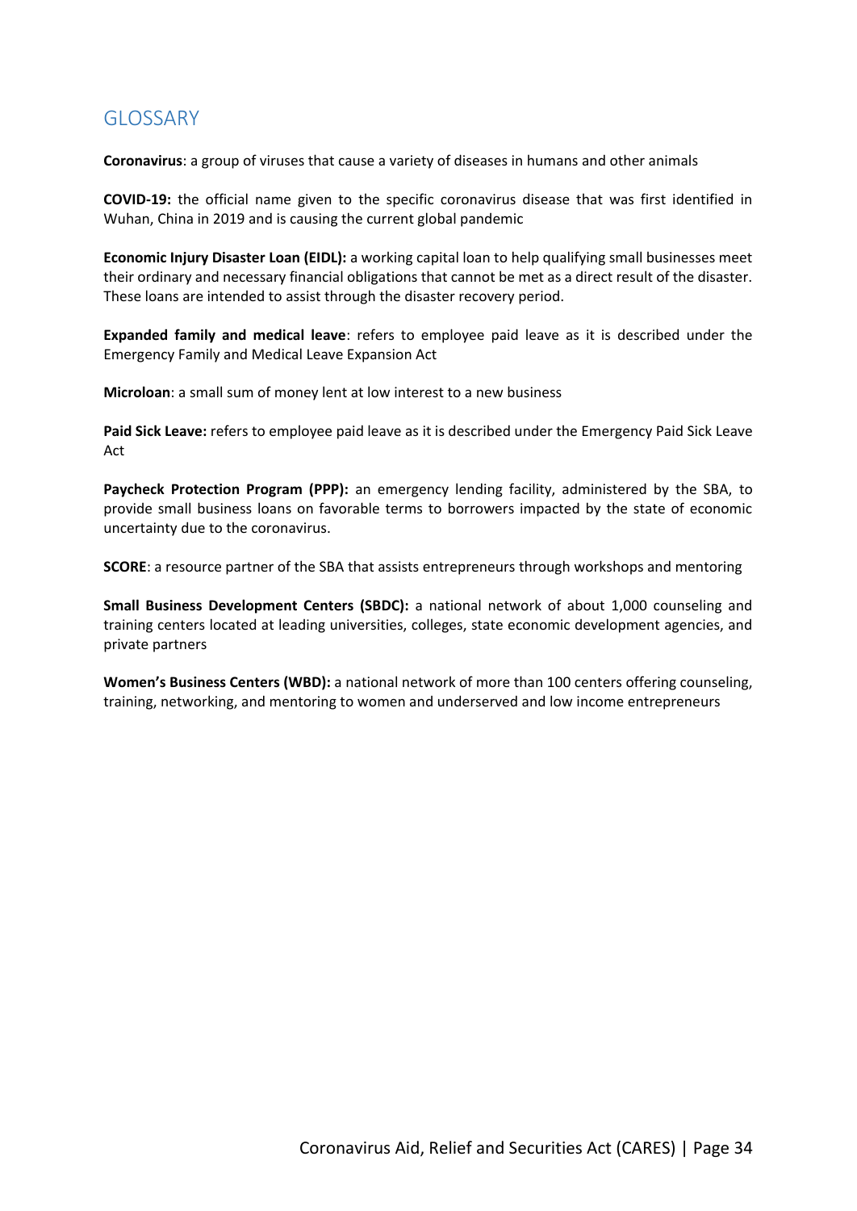# GLOSSARY

**Coronavirus**: a group of viruses that cause a variety of diseases in humans and other animals

**COVID-19:** the official name given to the specific coronavirus disease that was first identified in Wuhan, China in 2019 and is causing the current global pandemic

**Economic Injury Disaster Loan (EIDL):** a working capital loan to help qualifying small businesses meet their ordinary and necessary financial obligations that cannot be met as a direct result of the disaster. These loans are intended to assist through the disaster recovery period.

**Expanded family and medical leave**: refers to employee paid leave as it is described under the Emergency Family and Medical Leave Expansion Act

**Microloan**: a small sum of money lent at low interest to a new business

**Paid Sick Leave:** refers to employee paid leave as it is described under the Emergency Paid Sick Leave Act

**Paycheck Protection Program (PPP):** an emergency lending facility, administered by the SBA, to provide small business loans on favorable terms to borrowers impacted by the state of economic uncertainty due to the coronavirus.

**SCORE**: a resource partner of the SBA that assists entrepreneurs through workshops and mentoring

**Small Business Development Centers (SBDC):** a national network of about 1,000 counseling and training centers located at leading universities, colleges, state economic development agencies, and private partners

**Women's Business Centers (WBD):** a national network of more than 100 centers offering counseling, training, networking, and mentoring to women and underserved and low income entrepreneurs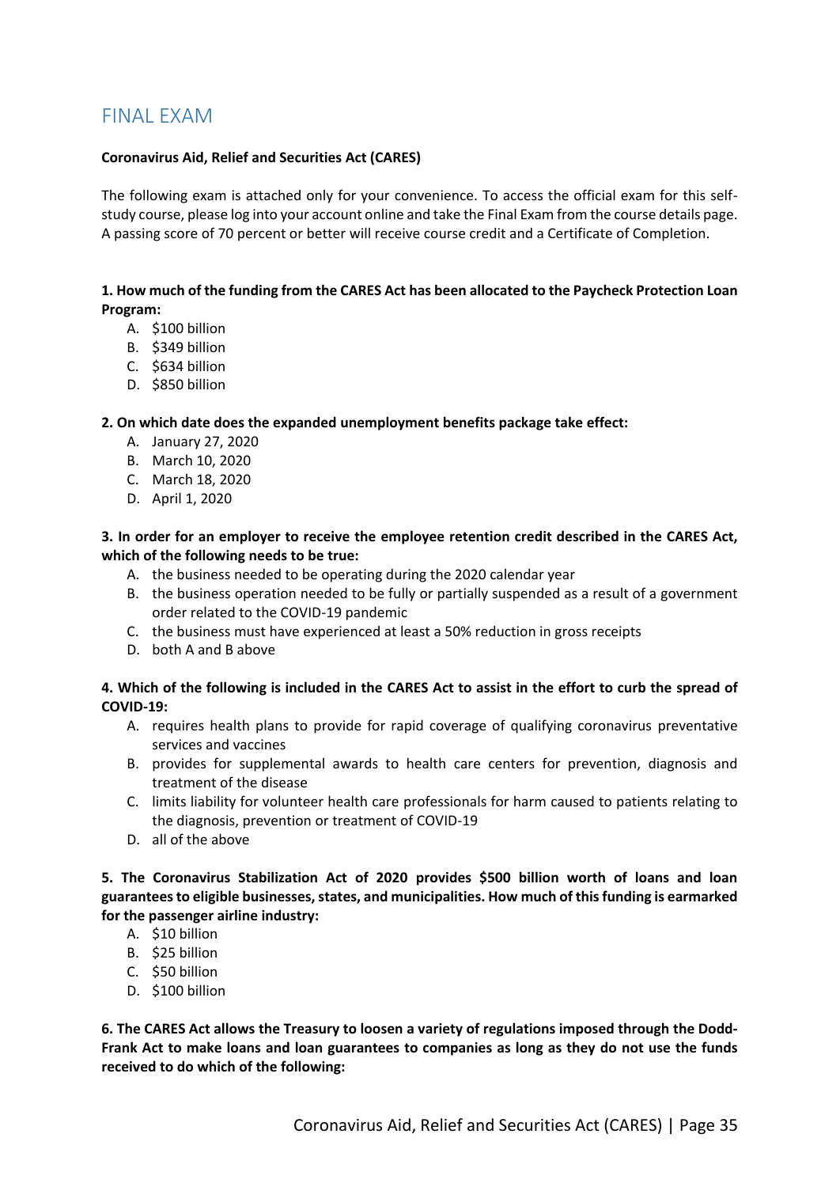# FINAL EXAM

**Coronavirus Aid, Relief and Securities Act (CARES)**

The following exam is attached only for your convenience. To access the official exam for this self-study course, please log into your account online and take the Final Exam from the course details page. A passing score of 70 percent or better will receive course credit and a Certificate of Completion.

**1. How much of the funding from the CARES Act has been allocated to the Paycheck Protection Loan Program:**

A. $100 billion
B. $349 billion
C. $634 billion
D. $850 billion

**2. On which date does the expanded unemployment benefits package take effect:**

A. January 27, 2020
B. March 10, 2020
C. March 18, 2020
D. April 1, 2020

**3. In order for an employer to receive the employee retention credit described in the CARES Act, which of the following needs to be true:**

A. the business needed to be operating during the 2020 calendar year
B. the business operation needed to be fully or partially suspended as a result of a government order related to the COVID-19 pandemic
C. the business must have experienced at least a 50% reduction in gross receipts
D. both A and B above

**4. Which of the following is included in the CARES Act to assist in the effort to curb the spread of COVID-19:**

A. requires health plans to provide for rapid coverage of qualifying coronavirus preventative services and vaccines
B. provides for supplemental awards to health care centers for prevention, diagnosis and treatment of the disease
C. limits liability for volunteer health care professionals for harm caused to patients relating to the diagnosis, prevention or treatment of COVID-19
D. all of the above

**5. The Coronavirus Stabilization Act of 2020 provides $500 billion worth of loans and loan guarantees to eligible businesses, states, and municipalities. How much of this funding is earmarked for the passenger airline industry:**

A. $10 billion
B. $25 billion
C. $50 billion
D. $100 billion

**6. The CARES Act allows the Treasury to loosen a variety of regulations imposed through the Dodd-Frank Act to make loans and loan guarantees to companies as long as they do not use the funds received to do which of the following:**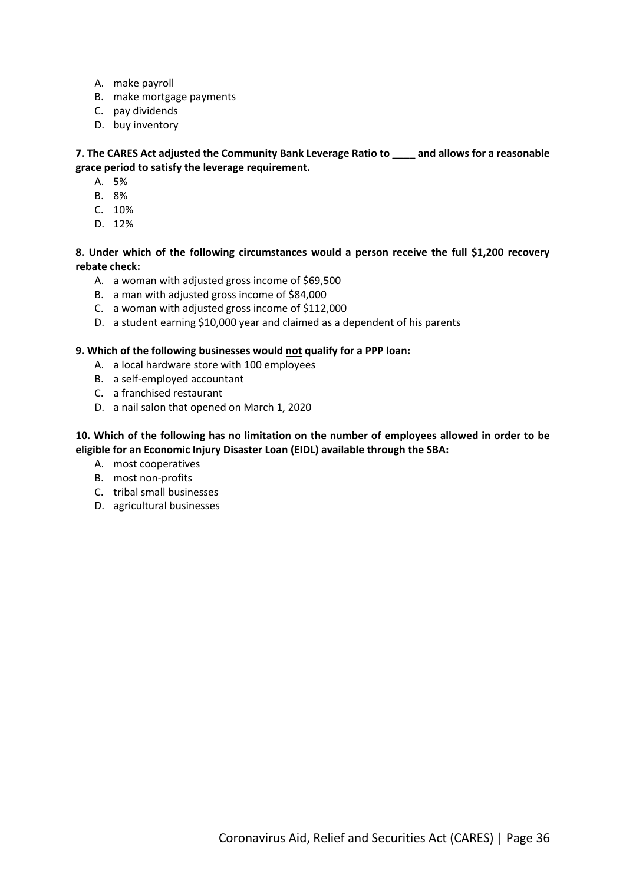A. make payroll
B. make mortgage payments
C. pay dividends
D. buy inventory

**7. The CARES Act adjusted the Community Bank Leverage Ratio to ____ and allows for a reasonable grace period to satisfy the leverage requirement.**

A. 5%
B. 8%
C. 10%
D. 12%

**8. Under which of the following circumstances would a person receive the full $1,200 recovery rebate check:**

A. a woman with adjusted gross income of $69,500
B. a man with adjusted gross income of $84,000
C. a woman with adjusted gross income of $112,000
D. a student earning $10,000 year and claimed as a dependent of his parents

**9. Which of the following businesses would <u>not</u> qualify for a PPP loan:**

A. a local hardware store with 100 employees
B. a self-employed accountant
C. a franchised restaurant
D. a nail salon that opened on March 1, 2020

**10. Which of the following has no limitation on the number of employees allowed in order to be eligible for an Economic Injury Disaster Loan (EIDL) available through the SBA:**

A. most cooperatives
B. most non-profits
C. tribal small businesses
D. agricultural businesses